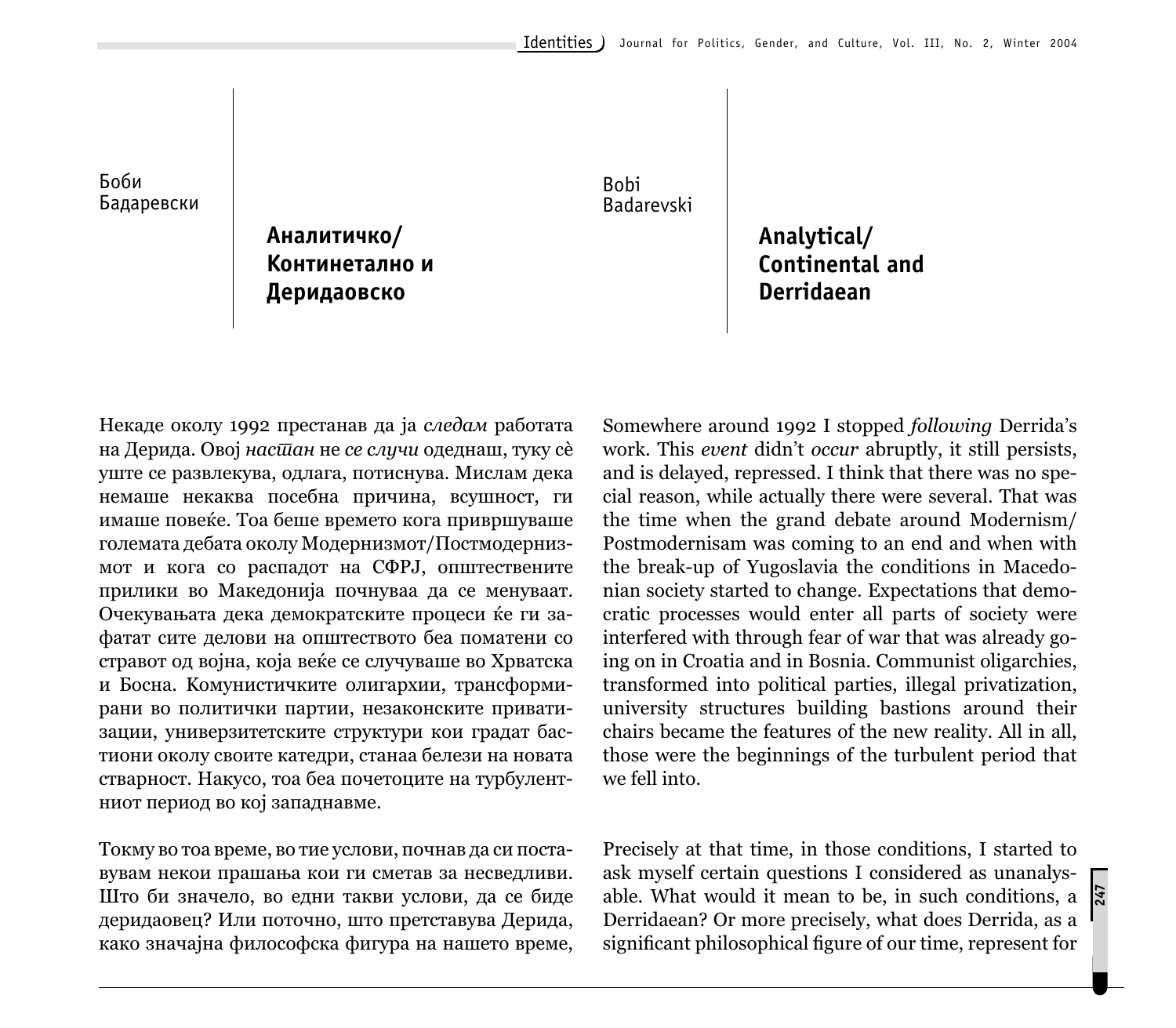Боби Бадаревски

# Аналитичко/ Континетално и Деридаовско

Bobi Badarevski

# Analytical/ Continental and Derridaean

Некаде околу 1992 престанав да ја *следам* работата на Дерида. Овој *настан* не *се случи* одеднаш, туку сè уште се развлекува, одлага, потиснува. Мислам дека немаше некаква посебна причина, всушност, ги имаше повеќе. Тоа беше времето кога приврѕуваше големата дебата околу Модернизмот/Постмодернизмот и кога со распадот на СФРЈ, општествените прилики во Македонија почнуваа да се менуваат. Очекувањата дека демократските процеси ќе ги зафатат сите делови на општеството беа поматени со стравот од војна, која веќе се случуваше во Хрватска и Босна. Комунистичките олигархии, трансформирани во политички партии, незаконските приватизации, универзитетските структури кои градат бастиони околу своите катедри, станаа белези на новата стварност. Накусо, тоа беа почетоците на турбулентниот период во кој западнавме.

Токму во тоа време, во тие услови, почнав да си поставувам некои прашања кои ги сметав за несведливи. Што би значело, во едни такви услови, да се биде деридаовец? Или поточно, што претставува Дерида, како значајна философска фигура на нашето време,

Somewhere around 1992 I stopped *following* Derrida's work. This *event* didn't *occur* abruptly, it still persists, and is delayed, repressed. I think that there was no special reason, while actually there were several. That was the time when the grand debate around Modernism/ Postmodernisam was coming to an end and when with the break-up of Yugoslavia the conditions in Macedonian society started to change. Expectations that democratic processes would enter all parts of society were interfered with through fear of war that was already going on in Croatia and in Bosnia. Communist oligarchies, transformed into political parties, illegal privatization, university structures building bastions around their chairs became the features of the new reality. All in all, those were the beginnings of the turbulent period that we fell into.

Precisely at that time, in those conditions, I started to ask myself certain questions I considered as unanalysable. What would it mean to be, in such conditions, a Derridaean? Or more precisely, what does Derrida, as a significant philosophical figure of our time, represent for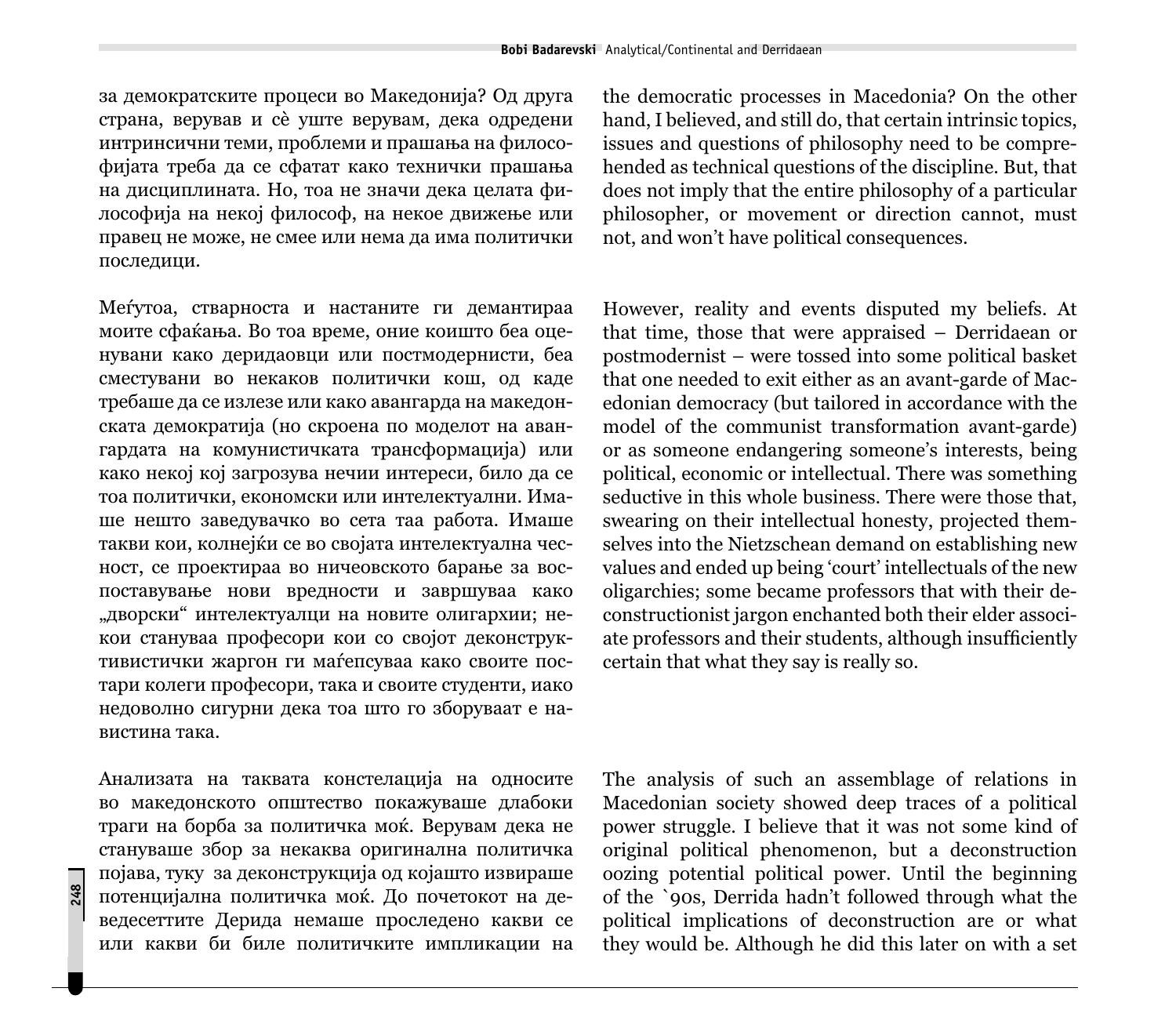за демократските процеси во Македонија? Од друга страна, верував и сè уште верувам, дека одредени интринсични теми, проблеми и прашања на филозофијата треба да се сфатат како технички прашања на дисциплината. Но, тоа не значи дека целата филозофија на некој филозоф, на некое движење или правец не може, не смее или нема да има политички последици.

Меѓутоа, стварноста и настаните ги демантираа моите сфаќања. Во тоа време, оние коишто беа оценувани како деридаовци или постмодернисти, беа сместувани во некаков политички кош, од каде требаше да се излезе или како авангарда на македонската демократија (но скроена по моделот на авангардата на комунистичката трансформација) или како некој кој загрозува нечии интереси, било да се тоа политички, економски или интелектуални. Имаше нешто заведувачко во сета таа работа. Имаше такви кои, колнејќи се во својата интелектуална чесност, се проектираа во ничеовското барање за воспоставување нови вредности и завршуваа како „дворски" интелектуалци на новите олигархии; некои стануваа професори кои со својот деконструктивистички жаргон ги маѓепсуваа како своите постари колеги професори, така и своите студенти, иако недоволно сигурни дека тоа што го зборуваат е навистина така.

Анализата на таквата констелација на односите во македонското општество покажуваше длабоки траги на борба за политичка моќ. Верувам дека не станувaше збор за некаква оригинална политичка појава, туку за деконструкција од којашто извираше потенцијална политичка моќ. До почетокот на деведесеттите Дерида немаше проследено какви се или какви би биле политичките импликации на

the democratic processes in Macedonia? On the other hand, I believed, and still do, that certain intrinsic topics, issues and questions of philosophy need to be comprehended as technical questions of the discipline. But, that does not imply that the entire philosophy of a particular philosopher, or movement or direction cannot, must not, and won't have political consequences.

However, reality and events disputed my beliefs. At that time, those that were appraised – Derridaean or postmodernist – were tossed into some political basket that one needed to exit either as an avant-garde of Macedonian democracy (but tailored in accordance with the model of the communist transformation avant-garde) or as someone endangering someone's interests, being political, economic or intellectual. There was something seductive in this whole business. There were those that, swearing on their intellectual honesty, projected themselves into the Nietzschean demand on establishing new values and ended up being 'court' intellectuals of the new oligarchies; some became professors that with their deconstructionist jargon enchanted both their elder associate professors and their students, although insufficiently certain that what they say is really so.

The analysis of such an assemblage of relations in Macedonian society showed deep traces of a political power struggle. I believe that it was not some kind of original political phenomenon, but a deconstruction oozing potential political power. Until the beginning of the `90s, Derrida hadn't followed through what the political implications of deconstruction are or what they would be. Although he did this later on with a set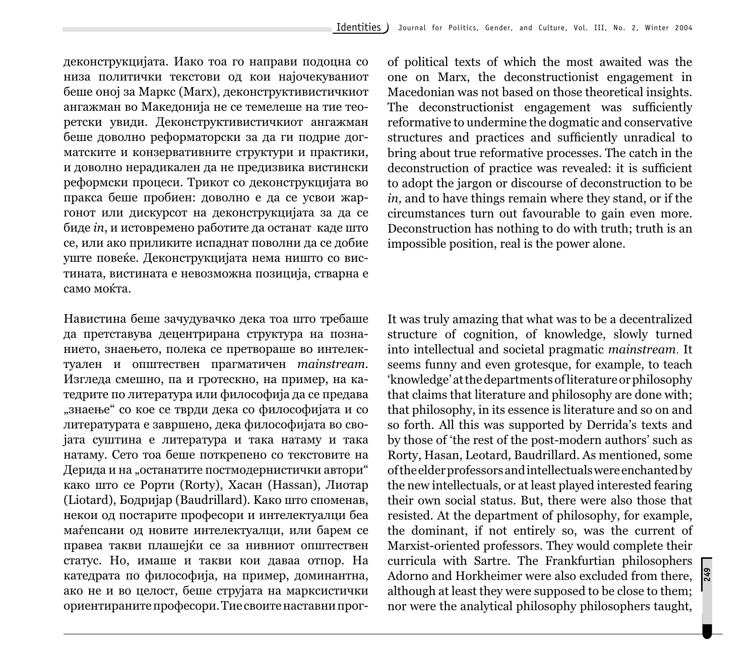деконструкцијата. Иако тоа го направи подоцна со низа политички текстови од кои најочекуваниот беше оној за Маркс (Marx), деконструктивистичкиот ангажман во Македонија не се темелеше на тие теоретски увиди. Деконструктивистичкиот ангажман беше доволно реформаторски за да ги подрие догматските и конзервативните структури и практики, и доволно нерадикален да не предизвика вистински реформски процеси. Трикот со деконструкцијата во пракса беше пробиен: доволно е да се усвои жаргонот или дискурсот на деконструкцијата за да се биде *in*, и истовремено работите да останат каде што се, или ако приликите испаднат поволни да се добие уште повеќе. Деконструкцијата нема ништо со вистината, вистината е невозможна позиција, стварна е само моќта.

Навистина беше зачудувачко дека тоа што требаше да претставува децентрирана структура на познанието, знаењето, полека се претвораше во интелектуален и општествен прагматичен *mainstream*. Изгледа смешно, па и гротескно, на пример, на катедрите по литература или философија да се предава „знаење" со кое се тврди дека со философијата и со литературата е завршено, дека философијата во својата суштина е литература и така натаму и така натаму. Сето тоа беше поткрепено со текстовите на Дерида и на „останатите постмодернистички автори" како што се Рорти (Rorty), Хасан (Hassan), Лиотар (Liotard), Бодријар (Baudrillard). Како што споменав, некои од постарите професори и интелектуалци беа маѓепсани од новите интелектуалци, или барем се правеа такви плашејќи се за нивниот општествен статус. Но, имаше и такви кои даваа отпор. На катедрата по философија, на пример, доминантна, ако не и во целост, беше струјата на марксистички ориентираните професори. Тие своите наставни прог-

of political texts of which the most awaited was the one on Marx, the deconstructionist engagement in Macedonian was not based on those theoretical insights. The deconstructionist engagement was sufficiently reformative to undermine the dogmatic and conservative structures and practices and sufficiently unradical to bring about true reformative processes. The catch in the deconstruction of practice was revealed: it is sufficient to adopt the jargon or discourse of deconstruction to be *in,* and to have things remain where they stand, or if the circumstances turn out favourable to gain even more. Deconstruction has nothing to do with truth; truth is an impossible position, real is the power alone.

It was truly amazing that what was to be a decentralized structure of cognition, of knowledge, slowly turned into intellectual and societal pragmatic *mainstream.* It seems funny and even grotesque, for example, to teach 'knowledge' at the departments of literature or philosophy that claims that literature and philosophy are done with; that philosophy, in its essence is literature and so on and so forth. All this was supported by Derrida's texts and by those of 'the rest of the post-modern authors' such as Rorty, Hasan, Leotard, Baudrillard. As mentioned, some of the elder professors and intellectuals were enchanted by the new intellectuals, or at least played interested fearing their own social status. But, there were also those that resisted. At the department of philosophy, for example, the dominant, if not entirely so, was the current of Marxist-oriented professors. They would complete their curricula with Sartre. The Frankfurtian philosophers Adorno and Horkheimer were also excluded from there, although at least they were supposed to be close to them; nor were the analytical philosophy philosophers taught,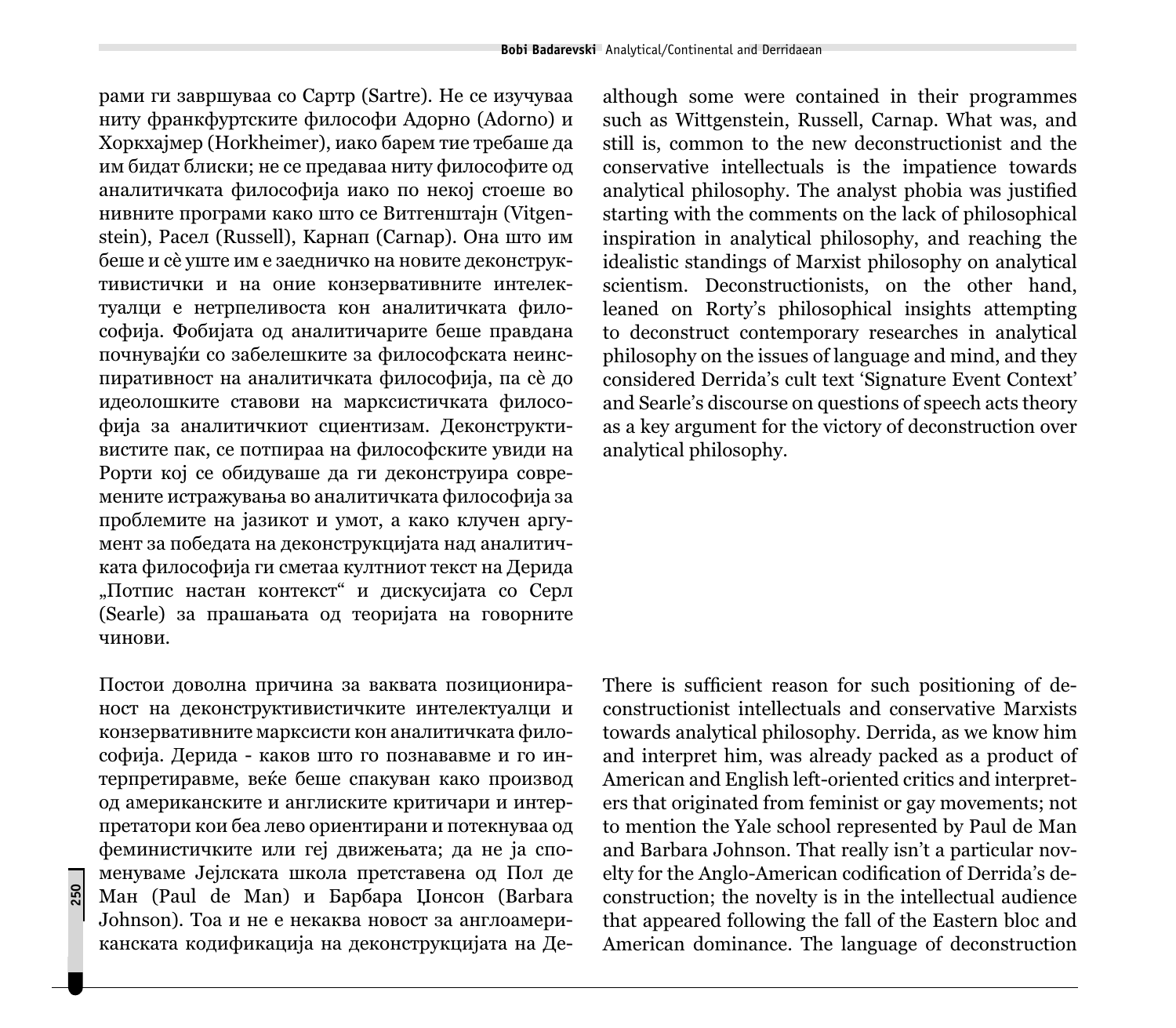рами ги завршуваа со Сартр (Sartre). Не се изучуваа ниту франкфуртските философи Адорно (Adorno) и Хоркхајмер (Horkheimer), иако барем тие требаше да им бидат блиски; не се предаваа ниту философите од аналитичката философија иако по некој стоеше во нивните програми како што се Витгенштајн (Vitgenstein), Расел (Russell), Карнап (Carnap). Она што им беше и сѐ уште им е заедничко на новите деконструктивистички и на оние конзервативните интелектуалци е нетрпеливоста кон аналитичката философија. Фобијата од аналитичарите беше правдана почнувајќи со забелешките за философската неинспиративност на аналитичката философија, па сѐ до идеолошките ставови на марксистичката философија за аналитичкиот сциентизам. Деконструктивистите пак, се потпираа на философските увиди на Рорти кој се обидуваше да ги деконструира современите истражувања во аналитичката философија за проблемите на јазикот и умот, а како клучен аргумент за победата на деконструкцијата над аналитичката философија ги сметаа култниот текст на Дерида „Потпис настан контекст“ и дискусијата со Серл (Searle) за прашањата од теоријата на говорните чинови.

although some were contained in their programmes such as Wittgenstein, Russell, Carnap. What was, and still is, common to the new deconstructionist and the conservative intellectuals is the impatience towards analytical philosophy. The analyst phobia was justified starting with the comments on the lack of philosophical inspiration in analytical philosophy, and reaching the idealistic standings of Marxist philosophy on analytical scientism. Deconstructionists, on the other hand, leaned on Rorty's philosophical insights attempting to deconstruct contemporary researches in analytical philosophy on the issues of language and mind, and they considered Derrida's cult text 'Signature Event Context' and Searle's discourse on questions of speech acts theory as a key argument for the victory of deconstruction over analytical philosophy.

Постои доволна причина за ваквата позиционираност на деконструктивистичките интелектуалци и конзервативните марксисти кон аналитичката философија. Дерида - каков што го познававме и го интерпретиравме, веќе беше спакуван како производ од американските и англиските критичари и интерпретатори кои беа лево ориентирани и потекнуваа од феминистичките или геј движењата; да не ја споменуваме Јејлската школа претставена од Пол де Ман (Paul de Man) и Барбара Џонсон (Barbara Johnson). Тоа и не е некаква новост за англоамериканската кодификација на деконструкцијата на Де-

There is sufficient reason for such positioning of deconstructionist intellectuals and conservative Marxists towards analytical philosophy. Derrida, as we know him and interpret him, was already packed as a product of American and English left-oriented critics and interpreters that originated from feminist or gay movements; not to mention the Yale school represented by Paul de Man and Barbara Johnson. That really isn't a particular novelty for the Anglo-American codification of Derrida's deconstruction; the novelty is in the intellectual audience that appeared following the fall of the Eastern bloc and American dominance. The language of deconstruction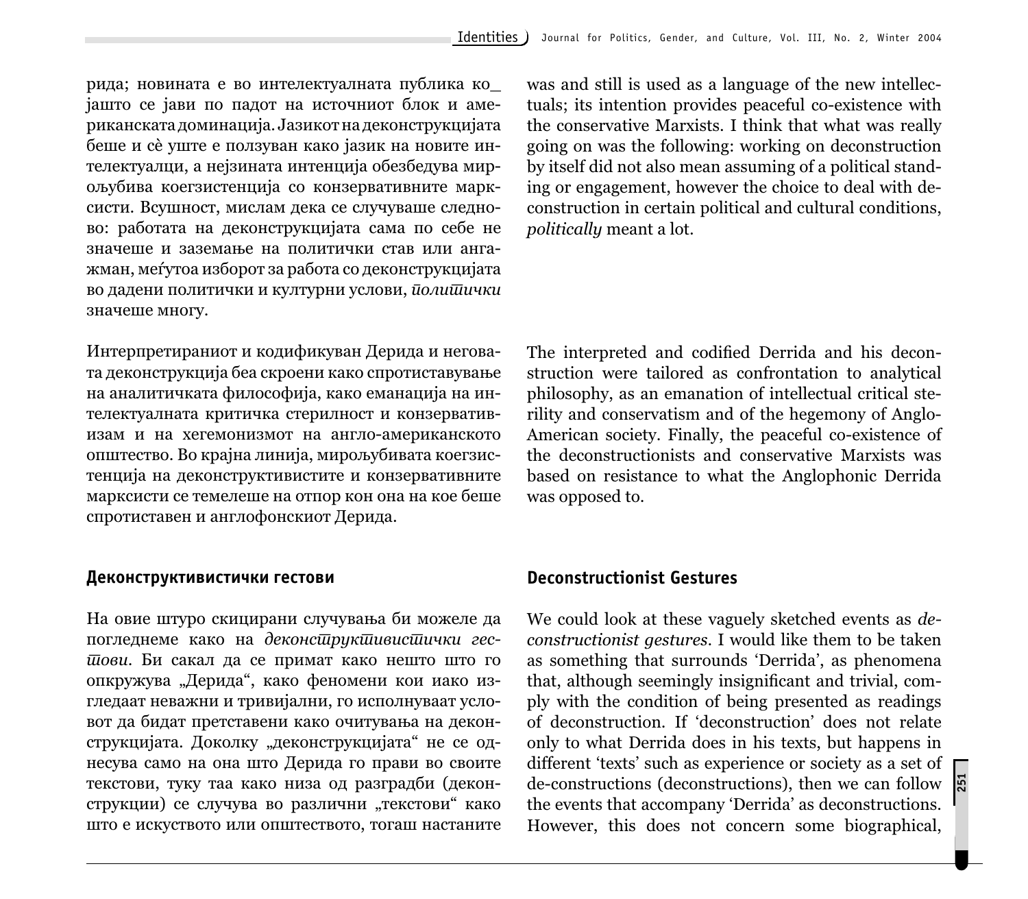рида; новината е во интелектуалната публика ко_јашто се јави по падот на источниот блок и американската доминација. Јазикот на деконструкцијата беше и сè уште е ползуван како јазик на новите интелектуалци, а нејзината интенција обезбедува мироубива коегзистенција со конзервативните марксисти. Всушност, мислам дека се случуваше следново: работата на деконструкцијата сама по себе не значеше и заземање на политички став или ангажман, меѓутоа изборот за работа со деконструкцијата во дадени политички и културни услови, *политички* значеше многу.

Интерпретираниот и кодификуван Дерида и неговата деконструкција беа скроени како спротиставување на аналитичката философија, како еманација на интелектуалната критичка стерилност и конзервативизам и на хегемонизмот на англо-американското општество. Во крајна линија, мироубивата коегзистенција на деконструктивистите и конзервативните марксисти се темелеше на отпор кон она на кое беше спротиставен и англофонскиот Дерида.

## Деконструктивистички гестови

На овие штуро скицирани случувања би можеле да погледнеме како на *деконструктивистички гестови*. Би сакал да се примат како нешто што го опкружува „Дерида", како феномени кои иако изгледаат неважни и тривијални, го исполнуваат условот да бидат претставени како очитувања на деконструкцијата. Доколку „деконструкцијата" не се однесува само на она што Дерида го прави во своите текстови, туку таа како низа од разградби (деконструкции) се случува во различни „текстови" како што е искуството или општеството, тогаш настаните

was and still is used as a language of the new intellectuals; its intention provides peaceful co-existence with the conservative Marxists. I think that what was really going on was the following: working on deconstruction by itself did not also mean assuming of a political standing or engagement, however the choice to deal with deconstruction in certain political and cultural conditions, *politically* meant a lot.

The interpreted and codified Derrida and his deconstruction were tailored as confrontation to analytical philosophy, as an emanation of intellectual critical sterility and conservatism and of the hegemony of Anglo-American society. Finally, the peaceful co-existence of the deconstructionists and conservative Marxists was based on resistance to what the Anglophonic Derrida was opposed to.

## Deconstructionist Gestures

We could look at these vaguely sketched events as *deconstructionist gestures.* I would like them to be taken as something that surrounds 'Derrida', as phenomena that, although seemingly insignificant and trivial, comply with the condition of being presented as readings of deconstruction. If 'deconstruction' does not relate only to what Derrida does in his texts, but happens in different 'texts' such as experience or society as a set of de-constructions (deconstructions), then we can follow the events that accompany 'Derrida' as deconstructions. However, this does not concern some biographical,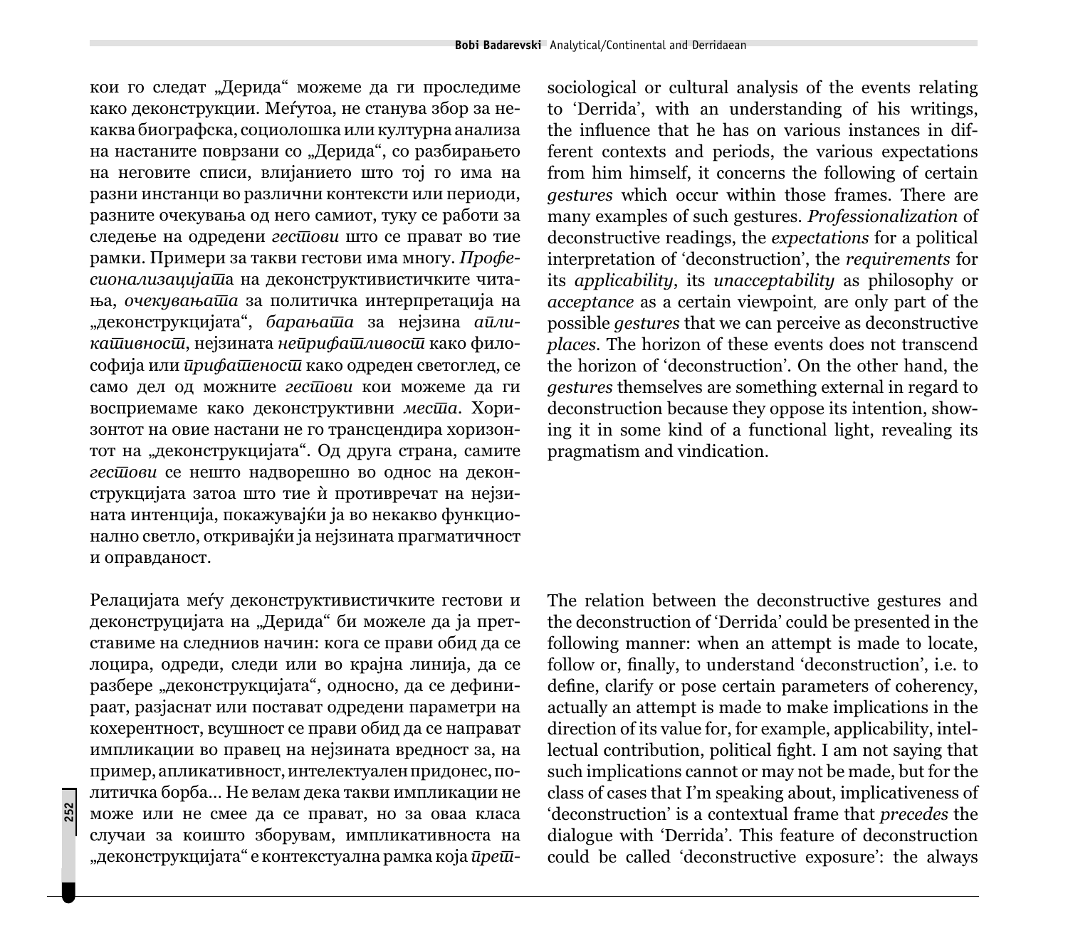кои го следат „Дерида" можеме да ги проследиме како деконструкции. Меѓутоа, не станува збор за некаква биографска, социолошка или културна анализа на настаните поврзани со „Дерида", со разбирањето на неговите списи, влијанието што тој го има на разни инстанци во различни контексти или периоди, разните очекувања од него самиот, туку се работи за следење на одредени *гестови* што се прават во тие рамки. Примери за такви гестови има многу. *Професионализацијата* на деконструктивистичките читања, *очекувањата* за политичка интерпретација на „деконструкцијата", *барањата* за нејзина *апликативност*, нејзината *неприфатливост* како филозофија или *прифатеност* како одреден светоглед, се само дел од можните *гестови* кои можеме да ги воспримаме како деконструктивни *места*. Хоризонтот на овие настани не го трансцендира хоризонтот на „деконструкцијата". Од друга страна, самите *гестови* се нешто надворешно во однос на деконструкцијата затоа што тие ѝ противречат на нејзината интенција, покажувајќи ја во некакво функционално светло, откривајќи ја нејзината прагматичност и оправданост.

Релацијата меѓу деконструктивистичките гестови и деконструцијата на „Дерида" би можеле да ја претставиме на следниов начин: кога се прави обид да се лоцира, одреди, следи или во крајна линија, да се разбере „деконструкцијата", односно, да се дефинираат, разјаснат или поставаат одредени параметри на кохерентност, всушност се прави обид да се направат импликации во правец на нејзината вредност за, на пример, апликативност, интелектуален придонес, политичка борба... Не велам дека такви импликации не може или не смее да се прават, но за оваа класа случаи за коишто зборувам, импликативноста на „деконструкцијата" е контекстуална рамка која *прет-*

sociological or cultural analysis of the events relating to 'Derrida', with an understanding of his writings, the influence that he has on various instances in different contexts and periods, the various expectations from him himself, it concerns the following of certain *gestures* which occur within those frames. There are many examples of such gestures. *Professionalization* of deconstructive readings, the *expectations* for a political interpretation of 'deconstruction', the *requirements* for its *applicability*, its *unacceptability* as philosophy or *acceptance* as a certain viewpoint, are only part of the possible *gestures* that we can perceive as deconstructive *places*. The horizon of these events does not transcend the horizon of 'deconstruction'. On the other hand, the *gestures* themselves are something external in regard to deconstruction because they oppose its intention, showing it in some kind of a functional light, revealing its pragmatism and vindication.

The relation between the deconstructive gestures and the deconstruction of 'Derrida' could be presented in the following manner: when an attempt is made to locate, follow or, finally, to understand 'deconstruction', i.e. to define, clarify or pose certain parameters of coherency, actually an attempt is made to make implications in the direction of its value for, for example, applicability, intellectual contribution, political fight. I am not saying that such implications cannot or may not be made, but for the class of cases that I'm speaking about, implicativeness of 'deconstruction' is a contextual frame that *precedes* the dialogue with 'Derrida'. This feature of deconstruction could be called 'deconstructive exposure': the always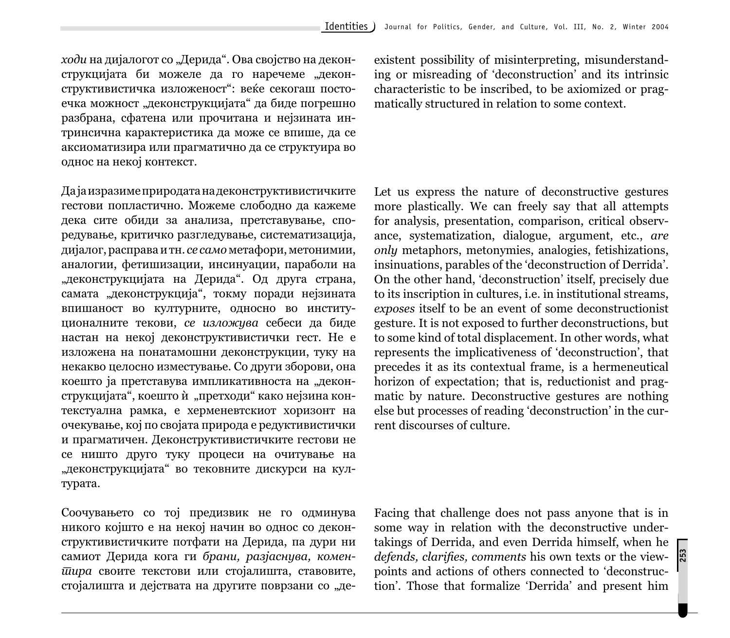*ходи* на дијалогот со „Дерида“. Ова својство на деконструкцијата би можеле да го наречеме „деконструктивистичка изложеност“: веќе секогаш постоечка можност „деконструкцијата“ да биде погрешно разбрана, сфатена или прочитана и нејзината интринсична карактеристика да може се впише, да се аксиоматизира или прагматично да се структуира во однос на некој контекст.

existent possibility of misinterpreting, misunderstanding or misreading of ‘deconstruction’ and its intrinsic characteristic to be inscribed, to be axiomized or pragmatically structured in relation to some context.

Да ја изразиме природата на деконструктивистичките гестови попластично. Можеме слободно да кажеме дека сите обиди за анализа, претставување, споредување, критичко разгледување, систематизација, дијалог, расправа и тн. *се само* метафори, метонимии, аналогии, фетишизации, инсинуации, параболи на „деконструкцијата на Дерида“. Од друга страна, самата „деконструкција“, токму поради нејзината впишаност во културните, односно во институционалните текови, *се изложува* себеси да биде настан на некој деконструктивистички гест. Не е изложена на понатамошни деконструкции, туку на некакво целосно изместување. Со други зборови, она коешто ја претставува импликативноста на „деконструкцијата“, коешто ѝ „претходи“ како нејзина контекстуална рамка, е херменевтскиот хоризонт на очекување, кој по својата природа е редуктивистички и прагматичен. Деконструктивистичките гестови не се ништо друго туку процеси на очитување на „деконструкцијата“ во тековните дискурси на културата.

Let us express the nature of deconstructive gestures more plastically. We can freely say that all attempts for analysis, presentation, comparison, critical observance, systematization, dialogue, argument, etc., *are only* metaphors, metonymies, analogies, fetishizations, insinuations, parables of the ‘deconstruction of Derrida’. On the other hand, ‘deconstruction’ itself, precisely due to its inscription in cultures, i.e. in institutional streams, *exposes* itself to be an event of some deconstructionist gesture. It is not exposed to further deconstructions, but to some kind of total displacement. In other words, what represents the implicativeness of ‘deconstruction’, that precedes it as its contextual frame, is a hermeneutical horizon of expectation; that is, reductionist and pragmatic by nature. Deconstructive gestures are nothing else but processes of reading ‘deconstruction’ in the current discourses of culture.

Соочувањето со тој предизвик не го одминува никого којшто е на некој начин во однос со деконструктивистичките потфати на Дерида, па дури ни самиот Дерида кога ги *брани, разјаснува, коментира* своите текстови или стојалишта, ставовите, стојалишта и дејствата на другите поврзани со „де-

Facing that challenge does not pass anyone that is in some way in relation with the deconstructive undertakings of Derrida, and even Derrida himself, when he *defends, clarifies, comments* his own texts or the viewpoints and actions of others connected to ‘deconstruction’. Those that formalize ‘Derrida’ and present him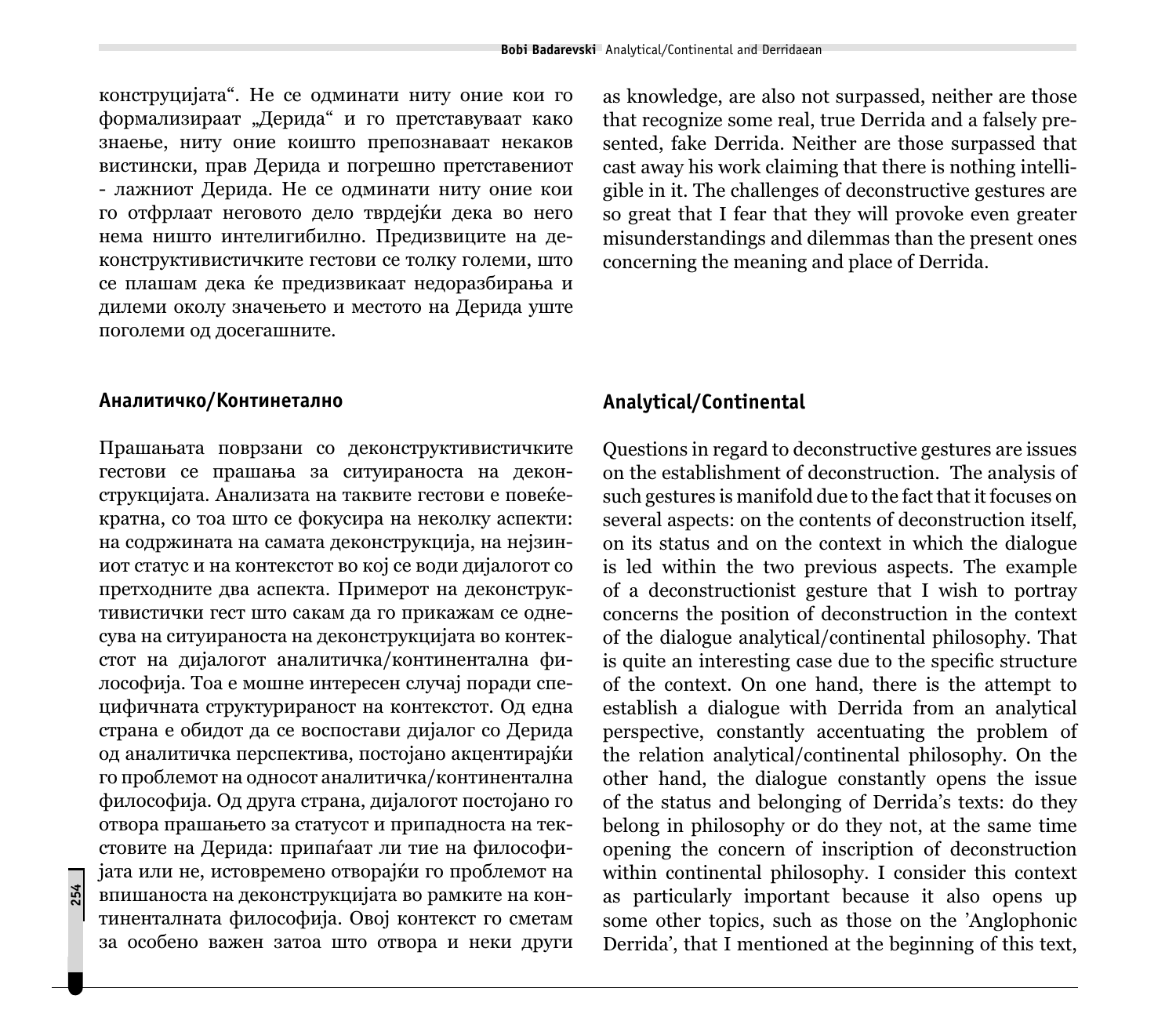конструцијата". Не се одминати ниту оние кои го формализираат „Дерида" и го претставуваат како знаење, ниту оние коишто препознаваат некаков вистински, прав Дерида и погрешно претставениот - лажниот Дерида. Не се одминати ниту оние кои го отфрлаат неговото дело тврдејќи дека во него нема ништо интелигибилно. Предизвиците на деконструктивистичките гестови се толку големи, што се плашам дека ќе предизвикаат недоразбирања и дилеми околу значењето и местото на Дерида уште поголеми од досегашните.

## Аналитичко/Континетално

Прашањата поврзани со деконструктивистичките гестови се прашања за ситуираноста на деконструкцијата. Анализата на таквите гестови е повеќекратна, со тоа што се фокусира на неколку аспекти: на содржината на самата деконструкција, на нејзиниот статус и на контекстот во кој се води дијалогот со претходните два аспекта. Примерот на деконструктивистички гест што сакам да го прикажам се однесува на ситуираноста на деконструкцијата во контекстот на дијалогот аналитичка/континентална филозофија. Тоа е мошне интересен случај поради специфичната структурираност на контекстот. Од една страна е обидот да се воспостави дијалог со Дерида од аналитичка перспектива, постојано акцентирајќи го проблемот на односот аналитичка/континентална философија. Од друга страна, дијалогот постојано го отвора прашањето за статусот и припадноста на текстовите на Дерида: припаѓаат ли тие на философијата или не, истовремено отворајќи го проблемот на вписаноста на деконструкцијата во рамките на континенталната философија. Овој контекст го сметам за особено важен затоа што отвора и некои други

as knowledge, are also not surpassed, neither are those that recognize some real, true Derrida and a falsely presented, fake Derrida. Neither are those surpassed that cast away his work claiming that there is nothing intelligible in it. The challenges of deconstructive gestures are so great that I fear that they will provoke even greater misunderstandings and dilemmas than the present ones concerning the meaning and place of Derrida.

## Analytical/Continental

Questions in regard to deconstructive gestures are issues on the establishment of deconstruction. The analysis of such gestures is manifold due to the fact that it focuses on several aspects: on the contents of deconstruction itself, on its status and on the context in which the dialogue is led within the two previous aspects. The example of a deconstructionist gesture that I wish to portray concerns the position of deconstruction in the context of the dialogue analytical/continental philosophy. That is quite an interesting case due to the specific structure of the context. On one hand, there is the attempt to establish a dialogue with Derrida from an analytical perspective, constantly accentuating the problem of the relation analytical/continental philosophy. On the other hand, the dialogue constantly opens the issue of the status and belonging of Derrida's texts: do they belong in philosophy or do they not, at the same time opening the concern of inscription of deconstruction within continental philosophy. I consider this context as particularly important because it also opens up some other topics, such as those on the 'Anglophonic Derrida', that I mentioned at the beginning of this text,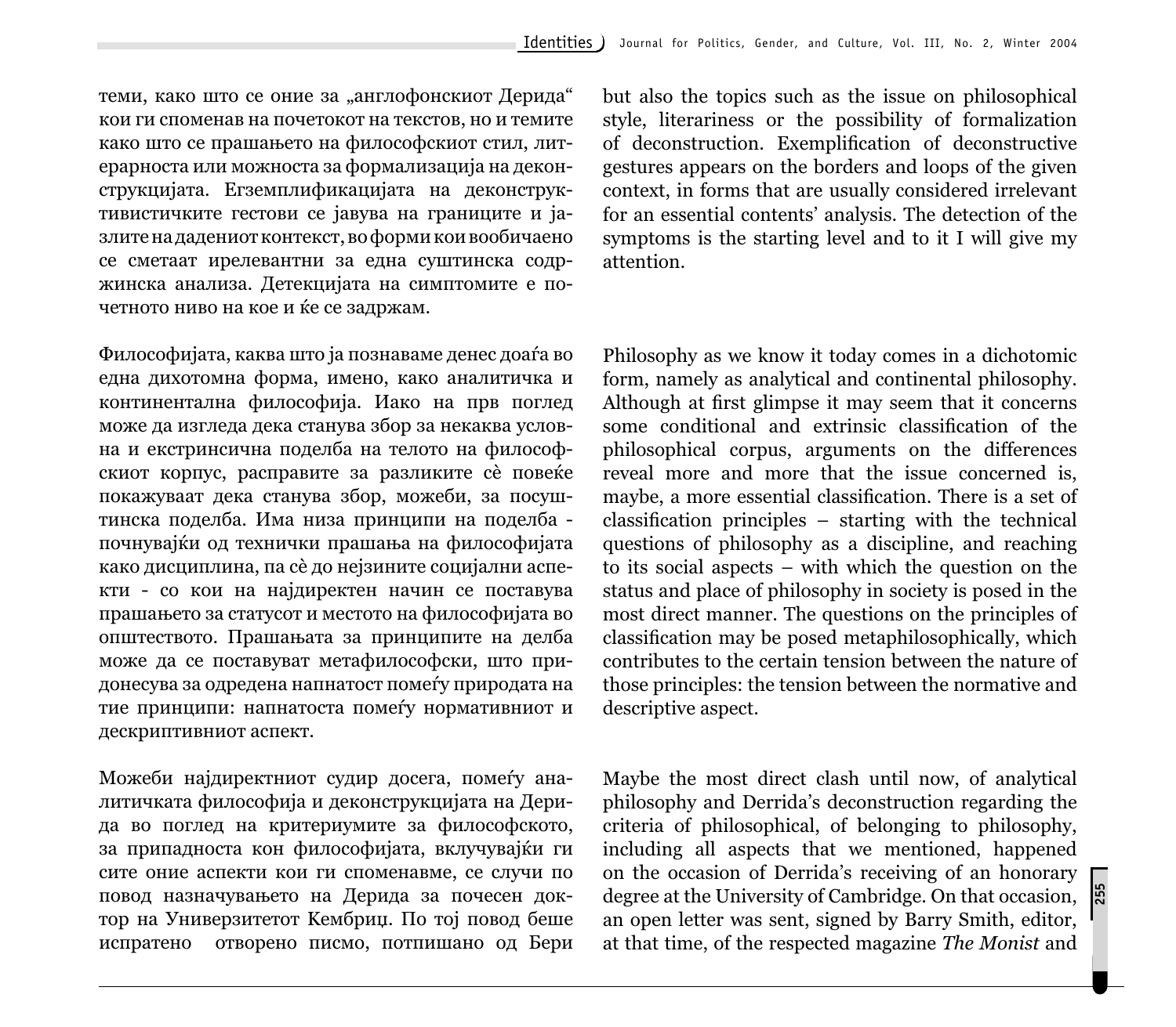теми, како што се оние за „англофонскиот Дерида" кои ги споменав на почетокот на текстов, но и темите како што се прашањето на философскиот стил, литерарноста или можноста за формализација на деконструкцијата. Егземплификацијата на деконструктивистичките гестови се јавува на границите и јазлите на дадениот контекст, во форми кои вообичаено се сметаат ирелевантни за една суштинска содржинска анализа. Детекцијата на симптомите е почетното ниво на кое и ќе се задржам.

Философијата, каква што ја познаваме денес доаѓа во една дихотомна форма, имено, како аналитичка и континентална философија. Иако на прв поглед може да изгледа дека станува збор за некаква условна и екстринсична поделба на телото на философскиот корпус, расправите за разликите сè повеќе покажуваат дека станува збор, можеби, за посуштинска поделба. Има низа принципи на поделба - почнувајќи од технички прашања на философијата како дисциплина, па сè до нејзините социјални аспекти - со кои на најдиректен начин се поставува прашањето за статусот и местото на философијата во општеството. Прашањата за принципите на делба може да се поставуваат метафилософски, што придонесува за одредена напнатост помеѓу природата на тие принципи: напнатоста помеѓу нормативниот и дескриптивниот аспект.

Можеби најдиректниот судир досега, помеѓу аналитичката философија и деконструкцијата на Дерида во поглед на критериумите за философското, за припадноста кон философијата, вклучувајќи ги сите оние аспекти кои ги споменавме, се случи по повод назначувањето на Дерида за почесен доктор на Универзитетот Кембриџ. По тој повод беше испратено отворено писмо, потпишано од Бери

but also the topics such as the issue on philosophical style, literariness or the possibility of formalization of deconstruction. Exemplification of deconstructive gestures appears on the borders and loops of the given context, in forms that are usually considered irrelevant for an essential contents' analysis. The detection of the symptoms is the starting level and to it I will give my attention.

Philosophy as we know it today comes in a dichotomic form, namely as analytical and continental philosophy. Although at first glimpse it may seem that it concerns some conditional and extrinsic classification of the philosophical corpus, arguments on the differences reveal more and more that the issue concerned is, maybe, a more essential classification. There is a set of classification principles – starting with the technical questions of philosophy as a discipline, and reaching to its social aspects – with which the question on the status and place of philosophy in society is posed in the most direct manner. The questions on the principles of classification may be posed metaphilosophically, which contributes to the certain tension between the nature of those principles: the tension between the normative and descriptive aspect.

Maybe the most direct clash until now, of analytical philosophy and Derrida's deconstruction regarding the criteria of philosophical, of belonging to philosophy, including all aspects that we mentioned, happened on the occasion of Derrida's receiving of an honorary degree at the University of Cambridge. On that occasion, an open letter was sent, signed by Barry Smith, editor, at that time, of the respected magazine *The Monist* and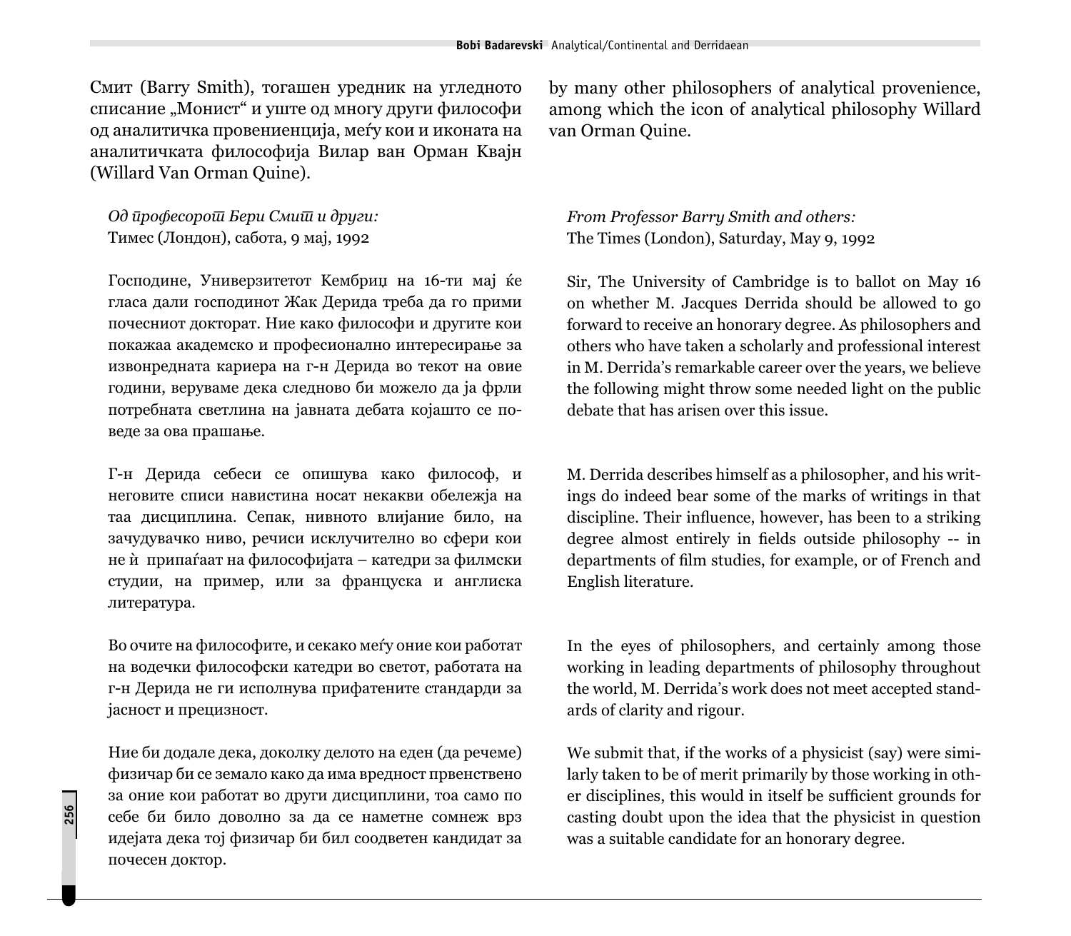Смит (Barry Smith), тогашен уредник на угледното списание „Монист“ и уште од многу други философи од аналитичка провениенција, меѓу кои и иконата на аналитичката философија Вилар ван Орман Квајн (Willard Van Orman Quine).

*Од професорот Бери Смит и други:*
Тимес (Лондон), сабота, 9 мај, 1992

Господине, Универзитетот Кембриџ на 16-ти мај ќе гласа дали господинот Жак Дерида треба да го прими почесниот докторат. Ние како философи и другите кои покажаа академско и професионално интересирање за извонредната кариера на г-н Дерида во текот на овие години, веруваме дека следново би можело да ја фрли потребната светлина на јавната дебата којашто се поведе за ова прашање.

Г-н Дерида себеси се опишува како философ, и неговите списи навистина носат некакви обележја на таа дисциплина. Сепак, нивното влијание било, на зачудувачко ниво, речиси исклучително во сфери кои не ѝ припаѓаат на философијата – катедри за филмски студии, на пример, или за француска и англиска литература.

Во очите на философите, и секако меѓу оние кои работат на водечки философски катедри во светот, работата на г-н Дерида не ги исполнува прифатените стандарди за јасност и прецизност.

Ние би додале дека, доколку делото на еден (да речеме) физичар би се земало како да има вредност првенствено за оние кои работат во други дисциплини, тоа само по себе би било доволно за да се наметне сомнеж врз идејата дека тој физичар би бил соодветен кандидат за почесен доктор.

by many other philosophers of analytical provenience, among which the icon of analytical philosophy Willard van Orman Quine.

*From Professor Barry Smith and others:*
The Times (London), Saturday, May 9, 1992

Sir, The University of Cambridge is to ballot on May 16 on whether M. Jacques Derrida should be allowed to go forward to receive an honorary degree. As philosophers and others who have taken a scholarly and professional interest in M. Derrida's remarkable career over the years, we believe the following might throw some needed light on the public debate that has arisen over this issue.

M. Derrida describes himself as a philosopher, and his writings do indeed bear some of the marks of writings in that discipline. Their influence, however, has been to a striking degree almost entirely in fields outside philosophy -- in departments of film studies, for example, or of French and English literature.

In the eyes of philosophers, and certainly among those working in leading departments of philosophy throughout the world, M. Derrida's work does not meet accepted standards of clarity and rigour.

We submit that, if the works of a physicist (say) were similarly taken to be of merit primarily by those working in other disciplines, this would in itself be sufficient grounds for casting doubt upon the idea that the physicist in question was a suitable candidate for an honorary degree.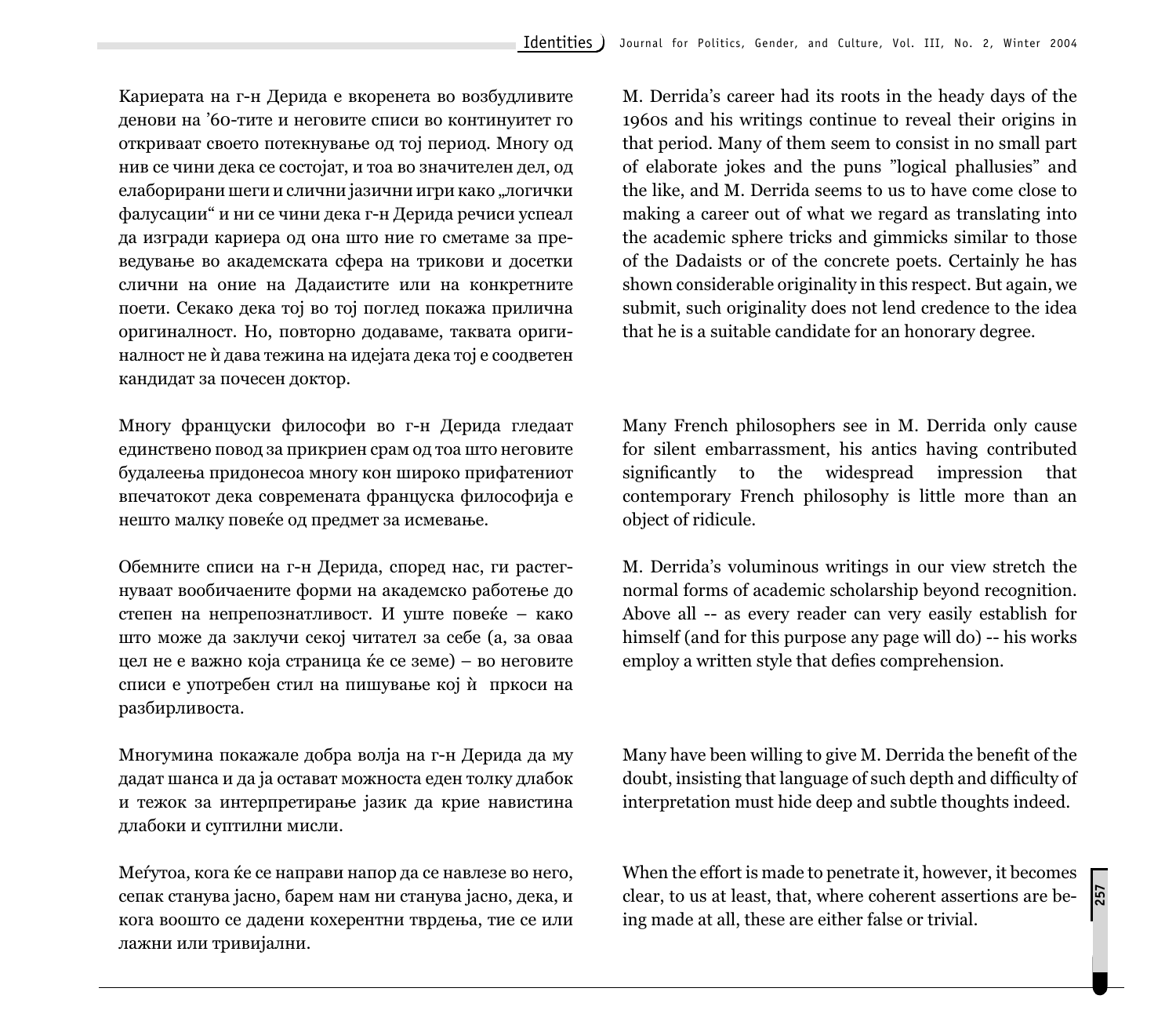Кариерата на г-н Дерида е вкоренета во возбудливите денови на '60-тите и неговите списи во континуитет го откриваат своето потекнување од тој период. Многу од нив се чини дека се состојат, и тоа во значителен дел, од елаборирани шеги и слични јазични игри како „логички фалусации" и ни се чини дека г-н Дерида речиси успеал да изгради кариера од она што ние го сметаме за преведување во академската сфера на трикови и досетки слични на оние на Дадаистите или на конкретните поети. Секако дека тој во тој поглед покажа прилична оригиналност. Но, повторно додаваме, таквата оригиналност не ѝ дава тежина на идејата дека тој е соодветен кандидат за почесен доктор.

Многу француски философи во г-н Дерида гледаат единствено повод за прикриен срам од тоа што неговите будалеења придонесоа многу кон широко прифатениот впечатокот дека современата француска философија е нешто малку повеќе од предмет за исмевање.

Обемните списи на г-н Дерида, според нас, ги растегнуваат вообичаените форми на академско работење до степен на непрепознатливост. И уште повеќе – како што може да заклучи секој читател за себе (а, за оваа цел не е важно која страница ќе се земе) – во неговите списи е употребен стил на пишување кој ѝ  пркоси на разбирливоста.

Многумина покажале добра волја на г-н Дерида да му дадат шанса и да ја остават можноста еден толку длабок и тежок за интерпретирање јазик да крие навистина длабоки и суптилни мисли.

Меѓутоа, кога ќе се направи напор да се навлезе во него, сепак станува јасно, барем нам ни станува јасно, дека, и кога воопшто се дадени кохерентни тврдења, тие се или лажни или тривијални.

M. Derrida's career had its roots in the heady days of the 1960s and his writings continue to reveal their origins in that period. Many of them seem to consist in no small part of elaborate jokes and the puns "logical phallusies" and the like, and M. Derrida seems to us to have come close to making a career out of what we regard as translating into the academic sphere tricks and gimmicks similar to those of the Dadaists or of the concrete poets. Certainly he has shown considerable originality in this respect. But again, we submit, such originality does not lend credence to the idea that he is a suitable candidate for an honorary degree.

Many French philosophers see in M. Derrida only cause for silent embarrassment, his antics having contributed significantly to the widespread impression that contemporary French philosophy is little more than an object of ridicule.

M. Derrida's voluminous writings in our view stretch the normal forms of academic scholarship beyond recognition. Above all -- as every reader can very easily establish for himself (and for this purpose any page will do) -- his works employ a written style that defies comprehension.

Many have been willing to give M. Derrida the benefit of the doubt, insisting that language of such depth and difficulty of interpretation must hide deep and subtle thoughts indeed.

When the effort is made to penetrate it, however, it becomes clear, to us at least, that, where coherent assertions are being made at all, these are either false or trivial.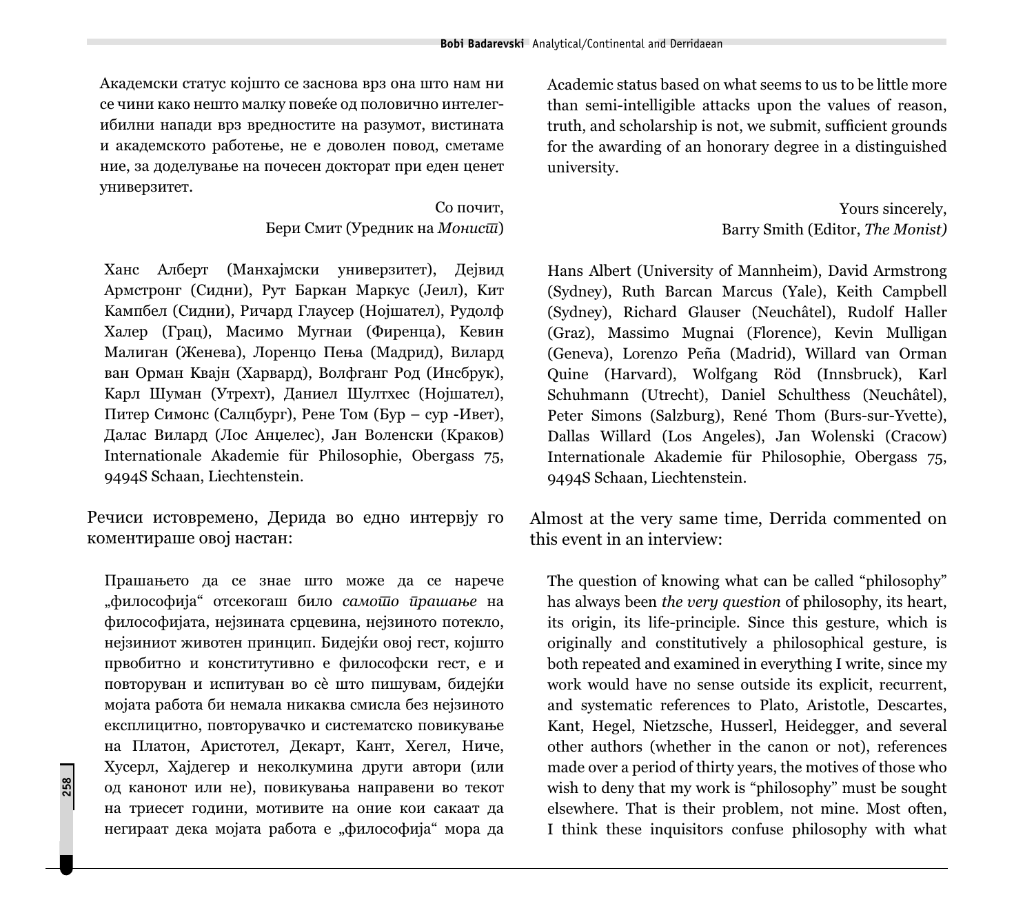Академски статус којшто се заснова врз она што нам ни се чини како нешто малку повеќе од половично интелегибилни напади врз вредностите на разумот, вистината и академското работење, не е доволен повод, сметаме ние, за доделување на почесен докторат при еден ценет универзитет.

Со почит,
Бери Смит (Уредник на *Монист*)

Ханс Алберт (Манхајмски универзитет), Дејвид Армстронг (Сидни), Рут Баркан Маркус (Јеил), Кит Кампбел (Сидни), Ричард Глаусер (Нојшател), Рудолф Халер (Грац), Масимо Мугнаи (Фиренца), Кевин Малиган (Женева), Лоренцо Пења (Мадрид), Вилард ван Орман Квајн (Харвард), Волфганг Род (Инсбрук), Карл Шуман (Утрехт), Даниел Шултхес (Нојшател), Питер Симонс (Салцбург), Рене Том (Бур – сур -Ивет), Далас Вилард (Лос Анџелес), Јан Воленски (Краков) Internationale Akademie für Philosophie, Obergass 75, 9494S Schaan, Liechtenstein.

Речиси истовремено, Дерида во едно интервју го коментираше овој настан:

Прашањето да се знае што може да се нарече „философија" отсекогаш било *самото прашање* на философијата, нејзината срцевина, нејзиното потекло, нејзиниот животен принцип. Бидејќи овој гест, којшто првобитно и конститутивно е философски гест, е и повторуван и испитуван во сѐ што пишувам, бидејќи мојата работа би немала никаква смисла без нејзиното експлицитно, повторувачко и систематско повикување на Платон, Аристотел, Декарт, Кант, Хегел, Ниче, Хусерл, Хајдегер и неколкумина други автори (или од канонот или не), повикувања направени во текот на триесет години, мотивите на оние кои сакаат да негираат дека мојата работа е „философија" мора да

Academic status based on what seems to us to be little more than semi-intelligible attacks upon the values of reason, truth, and scholarship is not, we submit, sufficient grounds for the awarding of an honorary degree in a distinguished university.

Yours sincerely,
Barry Smith (Editor, *The Monist)*

Hans Albert (University of Mannheim), David Armstrong (Sydney), Ruth Barcan Marcus (Yale), Keith Campbell (Sydney), Richard Glauser (Neuchâtel), Rudolf Haller (Graz), Massimo Mugnai (Florence), Kevin Mulligan (Geneva), Lorenzo Peña (Madrid), Willard van Orman Quine (Harvard), Wolfgang Röd (Innsbruck), Karl Schuhmann (Utrecht), Daniel Schulthess (Neuchâtel), Peter Simons (Salzburg), René Thom (Burs-sur-Yvette), Dallas Willard (Los Angeles), Jan Wolenski (Cracow) Internationale Akademie für Philosophie, Obergass 75, 9494S Schaan, Liechtenstein.

Almost at the very same time, Derrida commented on this event in an interview:

The question of knowing what can be called "philosophy" has always been *the very question* of philosophy, its heart, its origin, its life-principle. Since this gesture, which is originally and constitutively a philosophical gesture, is both repeated and examined in everything I write, since my work would have no sense outside its explicit, recurrent, and systematic references to Plato, Aristotle, Descartes, Kant, Hegel, Nietzsche, Husserl, Heidegger, and several other authors (whether in the canon or not), references made over a period of thirty years, the motives of those who wish to deny that my work is "philosophy" must be sought elsewhere. That is their problem, not mine. Most often, I think these inquisitors confuse philosophy with what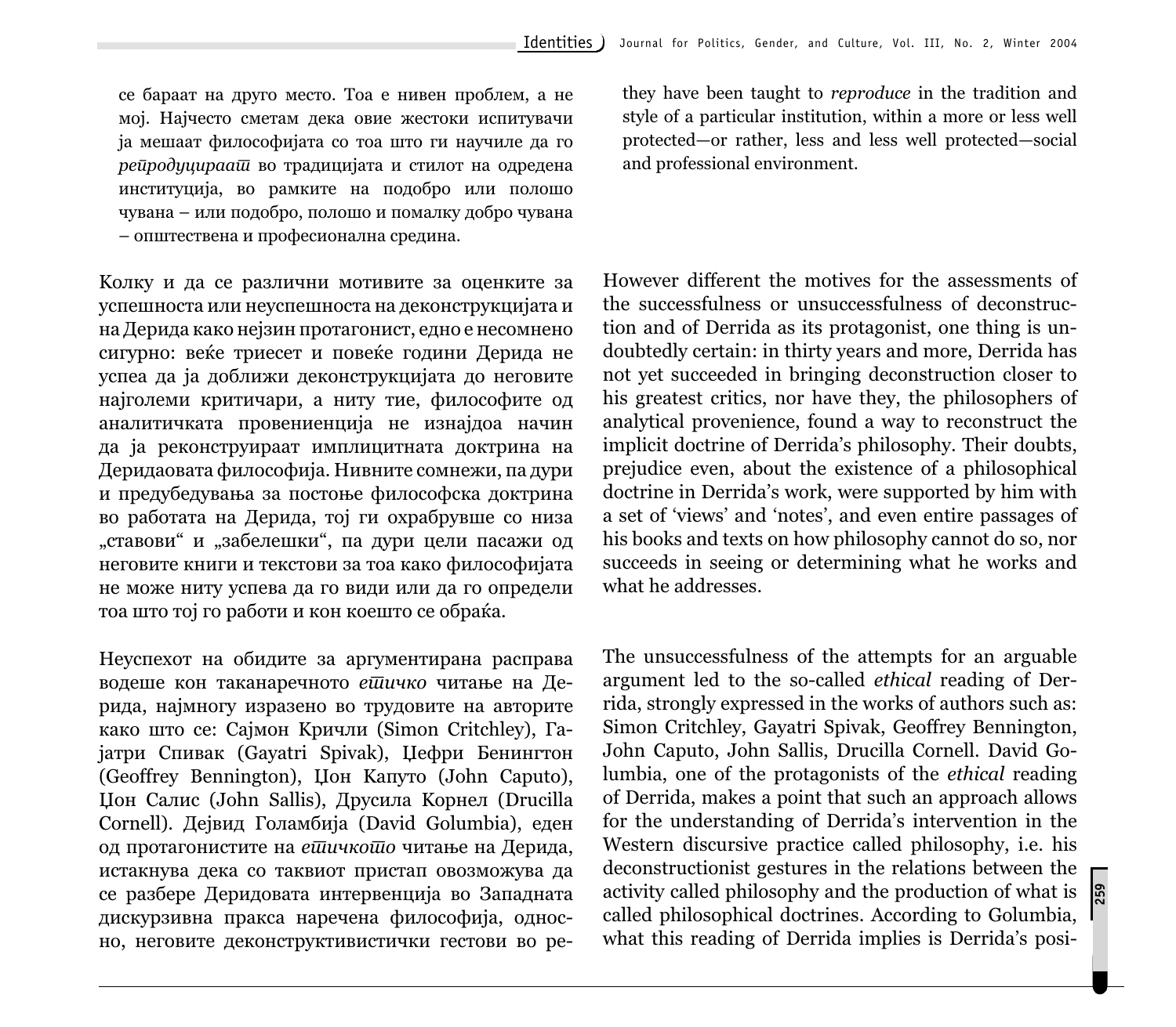се бараат на друго место. Тоа е нивен проблем, а не мој. Најчесто сметам дека овие жестоки испитувачи ја мешаат философијата со тоа што ги научиле да го *репродуцираат* во традицијата и стилот на одредена институција, во рамките на подобро или полошо чувана – или подобро, полошо и помалку добро чувана – општествена и професионална средина.

they have been taught to *reproduce* in the tradition and style of a particular institution, within a more or less well protected—or rather, less and less well protected—social and professional environment.

Колку и да се различни мотивите за оценките за успешноста или неуспешноста на деконструкцијата и на Дерида како нејзин протагонист, едно е несомнено сигурно: веќе триесет и повеќе години Дерида не успеа да ја доближи деконструкцијата до неговите најголеми критичари, а ниту тие, философите од аналитичката провениенција не изнајдоа начин да ја реконструираат имплицитната доктрина на Деридаовата философија. Нивните сомнежи, па дури и предубедувања за постоење философска доктрина во работата на Дерида, тој ги охрабрувше со низа „ставови" и „забелешки", па дури цели пасажи од неговите книги и текстови за тоа како философијата не може ниту успева да го види или да го определи тоа што тој го работи и кон коешто се обраќа.

However different the motives for the assessments of the successfulness or unsuccessfulness of deconstruction and of Derrida as its protagonist, one thing is undoubtedly certain: in thirty years and more, Derrida has not yet succeeded in bringing deconstruction closer to his greatest critics, nor have they, the philosophers of analytical provenience, found a way to reconstruct the implicit doctrine of Derrida's philosophy. Their doubts, prejudice even, about the existence of a philosophical doctrine in Derrida's work, were supported by him with a set of 'views' and 'notes', and even entire passages of his books and texts on how philosophy cannot do so, nor succeeds in seeing or determining what he works and what he addresses.

Неуспехот на обидите за аргументирана расправа водеше кон таканаречното *етичко* читање на Дерида, најмногу изразено во трудовите на авторите како што се: Сајмон Кричли (Simon Critchley), Гајатри Спивак (Gayatri Spivak), Џефри Бенингтон (Geoffrey Bennington), Џон Капуто (John Caputo), Џон Салис (John Sallis), Друсила Корнел (Drucilla Cornell). Дејвид Голамбија (David Golumbia), еден од протагонистите на *етичкото* читање на Дерида, истакнува дека со таквиот пристап овозможува да се разбере Деридовата интервенција во Западната дискурзивна пракса наречена философија, односно, неговите деконструктивистички гестови во ре-

The unsuccessfulness of the attempts for an arguable argument led to the so-called *ethical* reading of Derrida, strongly expressed in the works of authors such as: Simon Critchley, Gayatri Spivak, Geoffrey Bennington, John Caputo, John Sallis, Drucilla Cornell. David Golumbia, one of the protagonists of the *ethical* reading of Derrida, makes a point that such an approach allows for the understanding of Derrida's intervention in the Western discursive practice called philosophy, i.e. his deconstructionist gestures in the relations between the activity called philosophy and the production of what is called philosophical doctrines. According to Golumbia, what this reading of Derrida implies is Derrida's posi-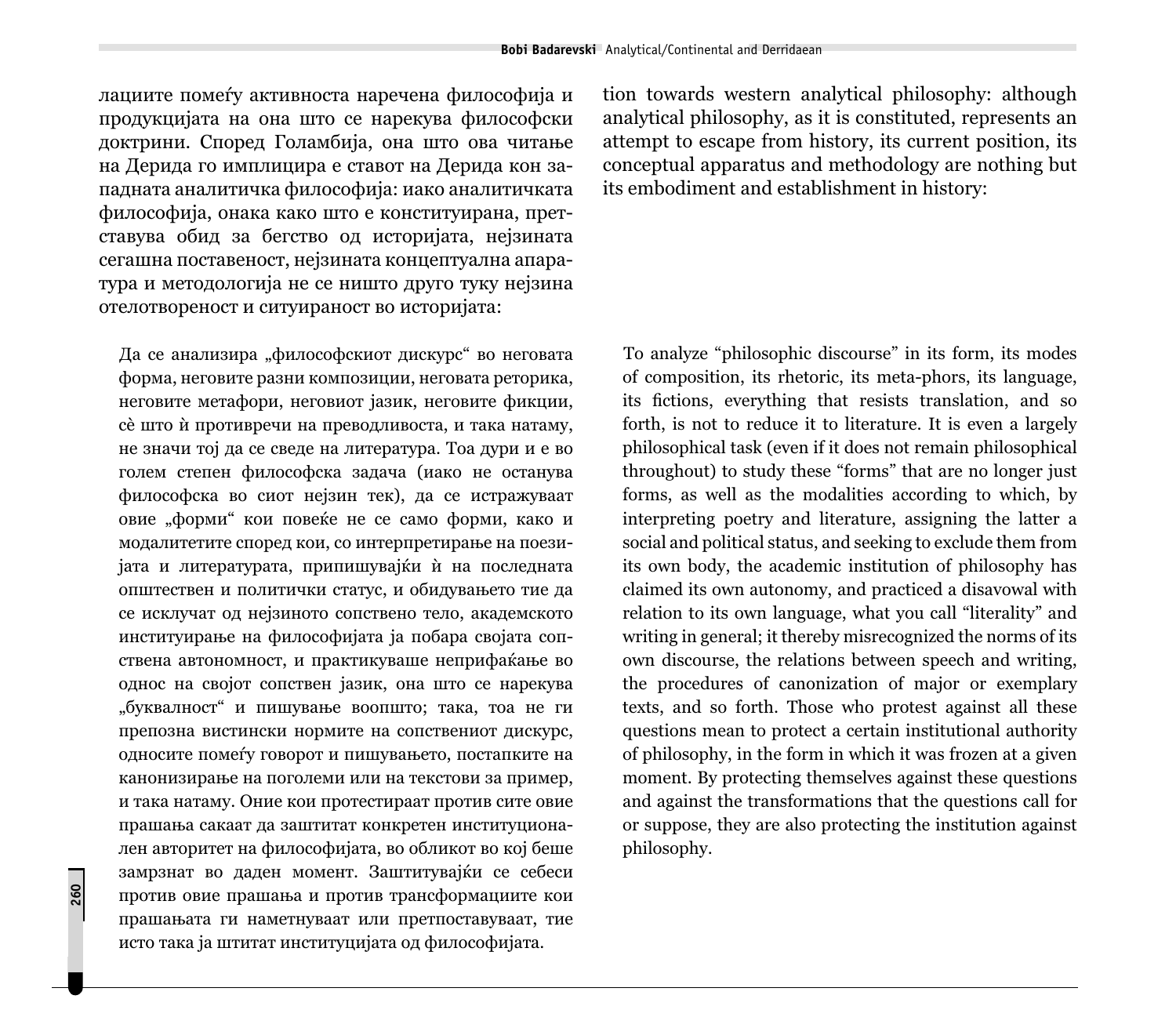лациите помеѓу активноста наречена философија и продукцијата на она што се нарекува философски доктрини. Според Голамбија, она што ова читање на Дерида го имплицира е ставот на Дерида кон западната аналитичка философија: иако аналитичката философија, онака како што е конституирана, претставува обид за бегство од историјата, нејзината сегашна поставеност, нејзината концептуална апаратура и методологија не се ништо друго туку нејзина отелотвореност и ситуираност во историјата:

> Да се анализира „философскиот дискурс“ во неговата форма, неговите разни композиции, неговата реторика, неговите метафори, неговиот јазик, неговите фикции, сè што ѝ противречи на преводливоста, и така натаму, не значи тој да се сведе на литература. Тоа дури и е во голем степен философска задача (иако не останува философска во сиот нејзин тек), да се истражуваат овие „форми“ кои повеќе не се само форми, како и модалитетите според кои, со интерпретирање на поезијата и литературата, припишувајќи ѝ на последната општествен и политички статус, и обидувањето тие да се исклучат од нејзиното сопствено тело, академското институирање на философијата ја побара својата сопствена автономност, и практикуваше неприфаќање во однос на својот сопствен јазик, она што се нарекува „буквалност“ и пишување воопшто; така, тоа не ги препозна вистински нормите на сопствениот дискурс, односите помеѓу говорот и пишувањето, постапките на канонизирање на поголеми или на текстови за пример, и така натаму. Оние кои протестираат против сите овие прашања сакаат да заштитат конкретен институционален авторитет на философијата, во обликот во кој беше замрзнат во даден момент. Заштитувајќи се себеси против овие прашања и против трансформациите кои прашањата ги наметнуваат или претпоставуваат, тие исто така ја штитат институцијата од философијата.

tion towards western analytical philosophy: although analytical philosophy, as it is constituted, represents an attempt to escape from history, its current position, its conceptual apparatus and methodology are nothing but its embodiment and establishment in history:

> To analyze "philosophic discourse" in its form, its modes of composition, its rhetoric, its meta-phors, its language, its fictions, everything that resists translation, and so forth, is not to reduce it to literature. It is even a largely philosophical task (even if it does not remain philosophical throughout) to study these "forms" that are no longer just forms, as well as the modalities according to which, by interpreting poetry and literature, assigning the latter a social and political status, and seeking to exclude them from its own body, the academic institution of philosophy has claimed its own autonomy, and practiced a disavowal with relation to its own language, what you call "literality" and writing in general; it thereby misrecognized the norms of its own discourse, the relations between speech and writing, the procedures of canonization of major or exemplary texts, and so forth. Those who protest against all these questions mean to protect a certain institutional authority of philosophy, in the form in which it was frozen at a given moment. By protecting themselves against these questions and against the transformations that the questions call for or suppose, they are also protecting the institution against philosophy.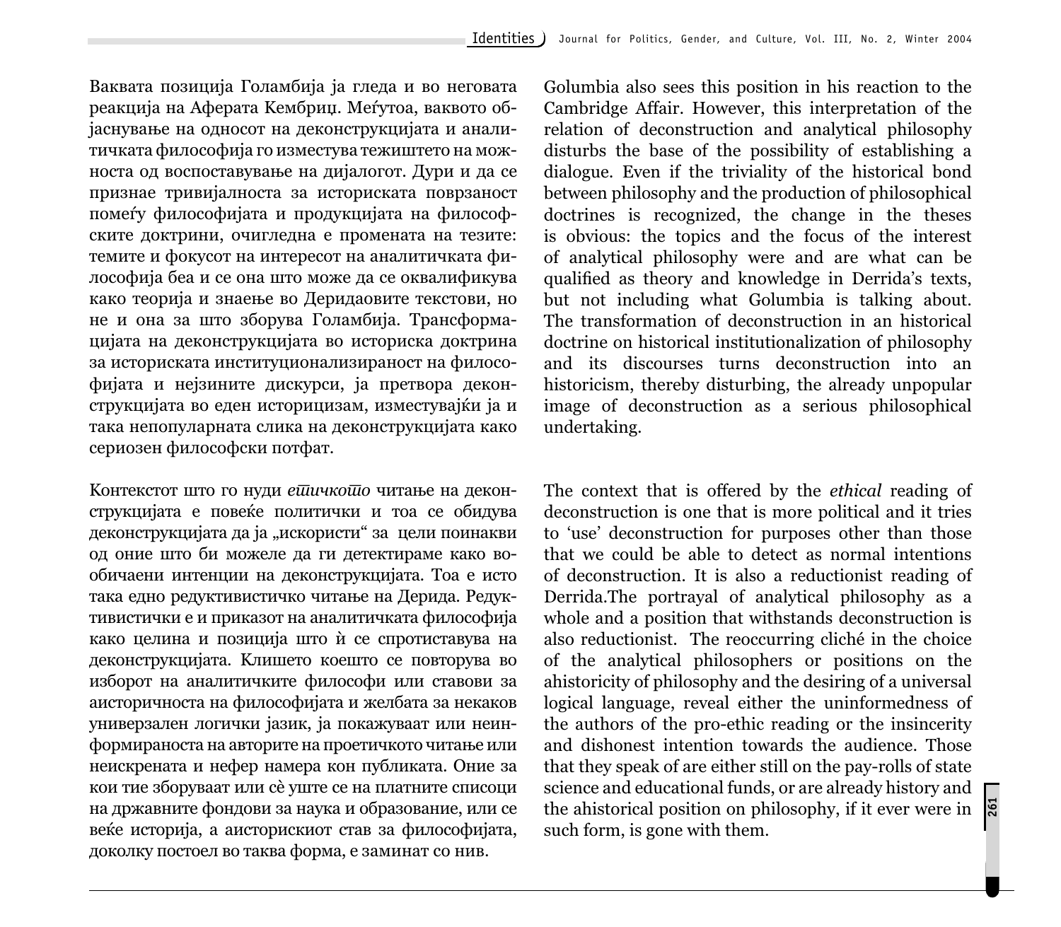Ваквата позиција Голамбија ја гледа и во неговата реакција на Аферата Кембриџ. Меѓутоа, ваквото објаснување на односот на деконструкцијата и аналитичката философија го изместува тежиштето на можноста од воспоставување на дијалогот. Дури и да се признае тривијалноста за историската поврзаност помеѓу философијата и продукцијата на философските доктрини, очигледна е промената на тезите: темите и фокусот на интересот на аналитичката философија беа и се она што може да се оквалификува како теорија и знаење во Деридаовите текстови, но не и она за што зборува Голамбија. Трансформацијата на деконструкцијата во историска доктрина за историската институционализираност на философијата и нејзините дискурси, ја претвора деконструкцијата во еден историцизам, изместувајќи ја и така непопуларната слика на деконструкцијата како сериозен философски потфат.

Контекстот што го нуди *етичкото* читање на деконструкцијата е повеќе политички и тоа се обидува деконструкцијата да ја „искористи" за цели поинакви од оние што би можеле да ги детектираме како вообичаени интенции на деконструкцијата. Тоа е исто така едно редуктивистичко читање на Дерида. Редуктивистички е и приказот на аналитичката философија како целина и позиција што ѝ се спротиставува на деконструкцијата. Клишето коешто се повторува во изборот на аналитичките философи или ставови за аисторичноста на философијата и желбата за некаков универзален логички јазик, ја покажуваат или неинформираноста на авторите на проетичкото читање или неискрената и нефер намера кон публиката. Оние за кои тие зборуваат или сѐ уште се на платните списоци на државните фондови за наука и образование, или се веќе историја, а аисторискиот став за философијата, доколку постоел во таква форма, е заминат со нив.

Golumbia also sees this position in his reaction to the Cambridge Affair. However, this interpretation of the relation of deconstruction and analytical philosophy disturbs the base of the possibility of establishing a dialogue. Even if the triviality of the historical bond between philosophy and the production of philosophical doctrines is recognized, the change in the theses is obvious: the topics and the focus of the interest of analytical philosophy were and are what can be qualified as theory and knowledge in Derrida's texts, but not including what Golumbia is talking about. The transformation of deconstruction in an historical doctrine on historical institutionalization of philosophy and its discourses turns deconstruction into an historicism, thereby disturbing, the already unpopular image of deconstruction as a serious philosophical undertaking.

The context that is offered by the *ethical* reading of deconstruction is one that is more political and it tries to 'use' deconstruction for purposes other than those that we could be able to detect as normal intentions of deconstruction. It is also a reductionist reading of Derrida.The portrayal of analytical philosophy as a whole and a position that withstands deconstruction is also reductionist. The reoccurring cliché in the choice of the analytical philosophers or positions on the ahistoricity of philosophy and the desiring of a universal logical language, reveal either the uninformedness of the authors of the pro-ethic reading or the insincerity and dishonest intention towards the audience. Those that they speak of are either still on the pay-rolls of state science and educational funds, or are already history and the ahistorical position on philosophy, if it ever were in such form, is gone with them.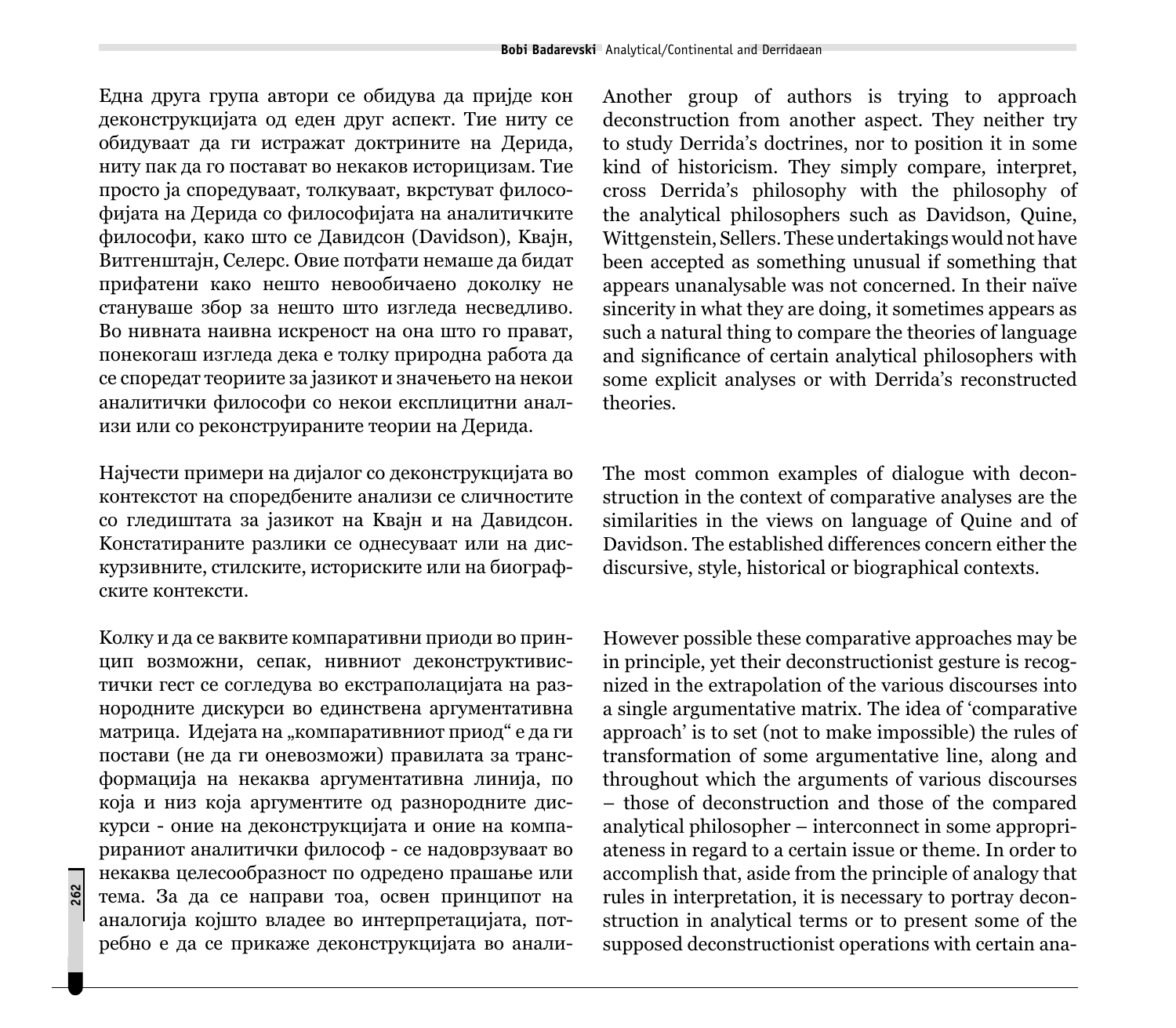Една друга група автори се обидува да пријде кон деконструкцијата од еден друг аспект. Тие ниту се обидуваат да ги истражат доктрините на Дерида, ниту пак да го постават во некаков историцизам. Тие просто ја споредуваат, толкуваат, вкрстуваат философијата на Дерида со философијата на аналитичките философи, како што се Давидсон (Davidson), Квајн, Витгенштајн, Селерс. Овие потфати немаше да бидат прифатени како нешто невообичаено доколку не станува збор за нешто што изгледа несведливо. Во нивната наивна искреност на она што го прават, понекогаш изгледа дека е толку природна работа да се споредат теориите за јазикот и значењето на некои аналитички философи со некои експлицитни анализи или со реконструираните теории на Дерида.

Another group of authors is trying to approach deconstruction from another aspect. They neither try to study Derrida's doctrines, nor to position it in some kind of historicism. They simply compare, interpret, cross Derrida's philosophy with the philosophy of the analytical philosophers such as Davidson, Quine, Wittgenstein, Sellers. These undertakings would not have been accepted as something unusual if something that appears unanalysable was not concerned. In their naïve sincerity in what they are doing, it sometimes appears as such a natural thing to compare the theories of language and significance of certain analytical philosophers with some explicit analyses or with Derrida's reconstructed theories.

Најчести примери на дијалог со деконструкцијата во контекстот на споредбените анализи се сличностите со гледиштата за јазикот на Квајн и на Давидсон. Констатираните разлики се однесуваат или на дискурзивните, стилските, историските или на биографските контексти.

The most common examples of dialogue with deconstruction in the context of comparative analyses are the similarities in the views on language of Quine and of Davidson. The established differences concern either the discursive, style, historical or biographical contexts.

Колку и да се ваквите компаративни приоди во принцип возможни, сепак, нивниот деконструктивистички гест се согледува во екстраполацијата на разнородните дискурси во единствена аргументативна матрица. Идејата на „компаративниот приод" е да ги постави (не да ги оневозможи) правилата за трансформација на некаква аргументативна линија, по која и низ која аргументите од разнородните дискурси - оние на деконструкцијата и оние на компарираниот аналитички философ - се надоврзуваат во некаква целесообразност по одредено прашање или тема. За да се направи тоа, освен принципот на аналогија којшто владее во интерпретацијата, потребно е да се прикаже деконструкцијата во анали-

However possible these comparative approaches may be in principle, yet their deconstructionist gesture is recognized in the extrapolation of the various discourses into a single argumentative matrix. The idea of 'comparative approach' is to set (not to make impossible) the rules of transformation of some argumentative line, along and throughout which the arguments of various discourses – those of deconstruction and those of the compared analytical philosopher – interconnect in some appropriateness in regard to a certain issue or theme. In order to accomplish that, aside from the principle of analogy that rules in interpretation, it is necessary to portray deconstruction in analytical terms or to present some of the supposed deconstructionist operations with certain ana-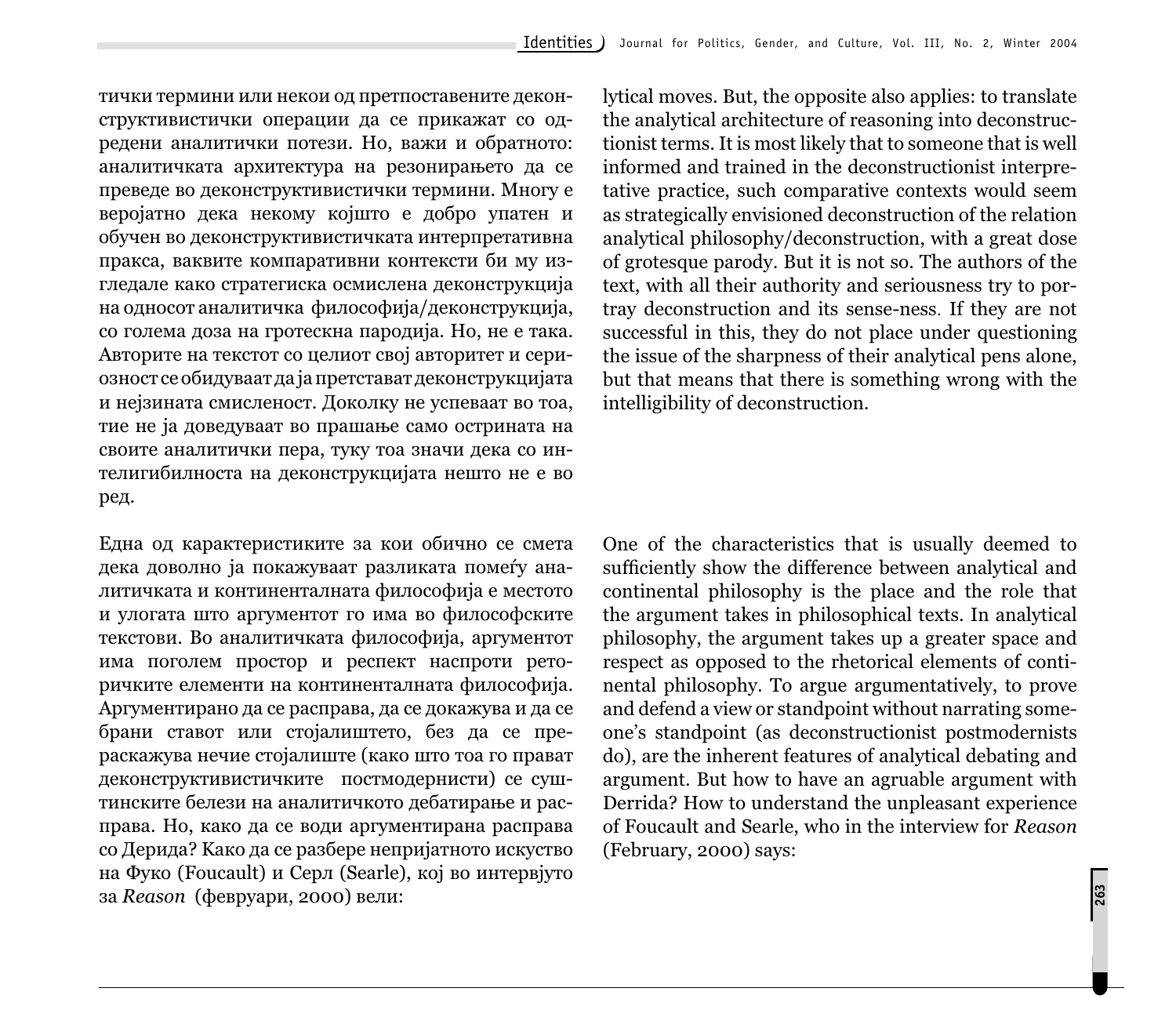тички термини или некои од претпоставените деконструктивистички операции да се прикажат со одредени аналитички потези. Но, важи и обратното: аналитичката архитектура на резонирањето да се преведе во деконструктивистички термини. Многу е веројатно дека некому којшто е добро упатен и обучен во деконструктивистичката интерпретативна пракса, ваквите компаративни контексти би му изгледале како стратегиска осмислена деконструкција на односот аналитичка философија/деконструкција, со голема доза на гротескна пародија. Но, не е така. Авторите на текстот со целиот свој авторитет и сериозност се обидуваат да ја претстават деконструкцијата и нејзината смисленост. Доколку не успеваат во тоа, тие не ја доведуваат во прашање само острината на своите аналитички пера, туку тоа значи дека со интелигибилноста на деконструкцијата нешто не е во ред.

lytical moves. But, the opposite also applies: to translate the analytical architecture of reasoning into deconstructionist terms. It is most likely that to someone that is well informed and trained in the deconstructionist interpretative practice, such comparative contexts would seem as strategically envisioned deconstruction of the relation analytical philosophy/deconstruction, with a great dose of grotesque parody. But it is not so. The authors of the text, with all their authority and seriousness try to portray deconstruction and its sense-ness. If they are not successful in this, they do not place under questioning the issue of the sharpness of their analytical pens alone, but that means that there is something wrong with the intelligibility of deconstruction.

Една од карактеристиките за кои обично се смета дека доволно ја покажуваат разликата помеѓу аналитичката и континенталната философија е местото и улогата што аргументот го има во философските текстови. Во аналитичката философија, аргументот има поголем простор и респект наспроти реторичките елементи на континенталната философија. Аргументирано да се расправа, да се докажува и да се брани ставот или стојалиштето, без да се прераскажува нечие стојалиште (како што тоа го прават деконструктивистичките постмодернисти) се суштинските белези на аналитичкото дебатирање и расправа. Но, како да се води аргументирана расправа со Дерида? Како да се разбере непријатното искуство на Фуко (Foucault) и Серл (Searle), кој во интервјуто за *Reason* (февруари, 2000) вели:

One of the characteristics that is usually deemed to sufficiently show the difference between analytical and continental philosophy is the place and the role that the argument takes in philosophical texts. In analytical philosophy, the argument takes up a greater space and respect as opposed to the rhetorical elements of continental philosophy. To argue argumentatively, to prove and defend a view or standpoint without narrating someone's standpoint (as deconstructionist postmodernists do), are the inherent features of analytical debating and argument. But how to have an agruable argument with Derrida? How to understand the unpleasant experience of Foucault and Searle, who in the interview for *Reason* (February, 2000) says: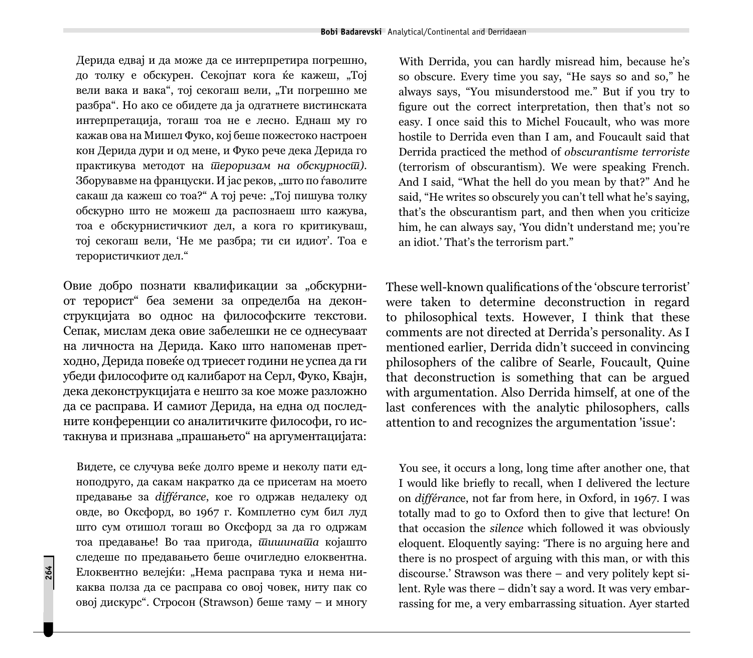Дерида едвај и да може да се интерпретира погрешно, до толку е обскурен. Секојпат кога ќе кажеш, „Тој вели вака и вака", тој секогаш вели, „Ти погрешно ме разбра". Но ако се обидете да ја одгатнете вистинската интерпретација, тогаш тоа не е лесно. Еднаш му го кажав ова на Мишел Фуко, кој беше пожестоко настроен кон Дерида дури и од мене, и Фуко рече дека Дерида го практикува методот на *тероризам на обскурност*). Зборувавме на француски. И јас реков, „што по ѓаволите сакаш да кажеш со тоа?" А тој рече: „Тој пишува толку обскурно што не можеш да распознаеш што кажува, тоа е обскурнистичкиот дел, а кога го критикуваш, тој секогаш вели, 'Не ме разбра; ти си идиот'. Тоа е терористичкиот дел."

Овие добро познати квалификации за „обскурниот терорист" беа земени за определба на деконструкцијата во однос на философските текстови. Сепак, мислам дека овие забелешки не се однесуваат на личноста на Дерида. Како што напоменав претходно, Дерида повеќе од триесет години не успеа да ги убеди философите од калибарот на Серл, Фуко, Квајн, дека деконструкцијата е нешто за кое може разложно да се расправа. И самиот Дерида, на една од последните конференции со аналитичките философи, го истакнува и признава „прашањето" на аргументацијата:

Видете, се случува веќе долго време и неколу пати едноподруго, да сакам накратко да се присетам на моето предавање за *différance*, кое го одржав недалеку од овде, во Оксфорд, во 1967 г. Комплетно сум бил луд што сум отишол тогаш во Оксфорд за да го одржам тоа предавање! Во таа пригода, *тишината* којашто следеше по предавањето беше очигледно елоквентна. Елоквентно велејќи: „Нема расправа тука и нема никаква полза да се расправа со овој човек, ниту пак со овој дискурс". Стросон (Strawson) беше таму – и многу

With Derrida, you can hardly misread him, because he's so obscure. Every time you say, "He says so and so," he always says, "You misunderstood me." But if you try to figure out the correct interpretation, then that's not so easy. I once said this to Michel Foucault, who was more hostile to Derrida even than I am, and Foucault said that Derrida practiced the method of *obscurantisme terroriste* (terrorism of obscurantism). We were speaking French. And I said, "What the hell do you mean by that?" And he said, "He writes so obscurely you can't tell what he's saying, that's the obscurantism part, and then when you criticize him, he can always say, 'You didn't understand me; you're an idiot.' That's the terrorism part."

These well-known qualifications of the 'obscure terrorist' were taken to determine deconstruction in regard to philosophical texts. However, I think that these comments are not directed at Derrida's personality. As I mentioned earlier, Derrida didn't succeed in convincing philosophers of the calibre of Searle, Foucault, Quine that deconstruction is something that can be argued with argumentation. Also Derrida himself, at one of the last conferences with the analytic philosophers, calls attention to and recognizes the argumentation 'issue':

You see, it occurs a long, long time after another one, that I would like briefly to recall, when I delivered the lecture on *différanc*e, not far from here, in Oxford, in 1967. I was totally mad to go to Oxford then to give that lecture! On that occasion the *silence* which followed it was obviously eloquent. Eloquently saying: 'There is no arguing here and there is no prospect of arguing with this man, or with this discourse.' Strawson was there – and very politely kept silent. Ryle was there – didn't say a word. It was very embarrassing for me, a very embarrassing situation. Ayer started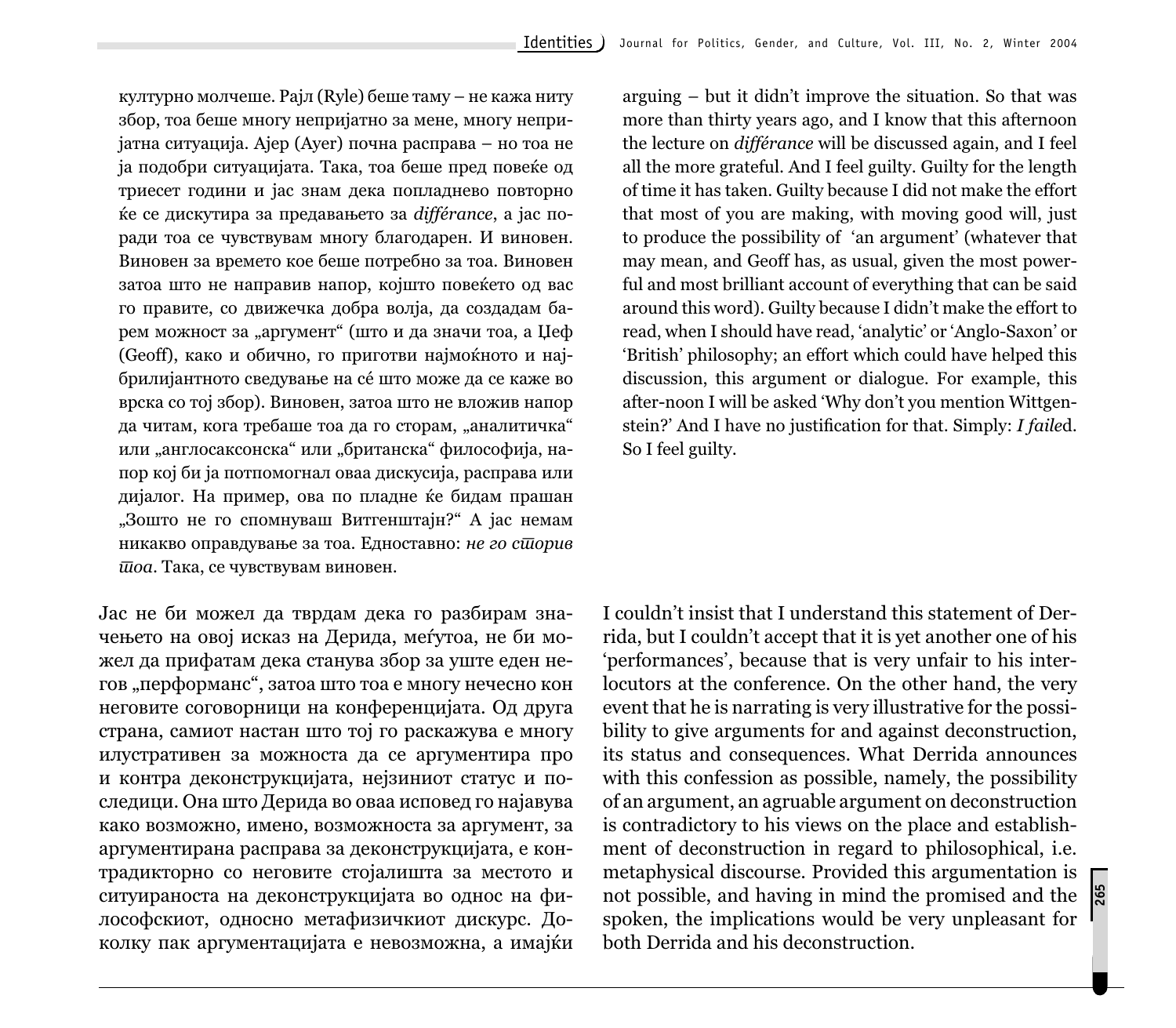културно молчеше. Рајл (Ryle) беше таму – не кажа ниту збор, тоа беше многу непријатно за мене, многу непријатна ситуација. Ајер (Ayer) почна расправа – но тоа не ја подобри ситуацијата. Така, тоа беше пред повеќе од триесет години и јас знам дека попладнево повторно ќе се дискутира за предавањето за *différance*, а јас поради тоа се чувствувам многу благодарен. И виновен. Виновен за времето кое беше потребно за тоа. Виновен затоа што не направив напор, којшто повеќето од вас го правите, со движечка добра волја, да создадам барем можност за „аргумент“ (што и да значи тоа, а Џеф (Geoff), како и обично, го приготви најмоќното и најбрилијантното сведување на сé што може да се каже во врска со тој збор). Виновен, затоа што не вложив напор да читам, кога требаше тоа да го сторам, „аналитичка“ или „англосаксонска“ или „британска“ философија, напор кој би ја потпомогнал оваа дискусија, расправа или дијалог. На пример, ова по пладне ќе бидам прашан „Зошто не го спомнуваш Витгенштајн?“ А јас немам никакво оправдување за тоа. Едноставно: *не го сторив тоа*. Така, се чувствувам виновен.

arguing – but it didn't improve the situation. So that was more than thirty years ago, and I know that this afternoon the lecture on *différance* will be discussed again, and I feel all the more grateful. And I feel guilty. Guilty for the length of time it has taken. Guilty because I did not make the effort that most of you are making, with moving good will, just to produce the possibility of 'an argument' (whatever that may mean, and Geoff has, as usual, given the most powerful and most brilliant account of everything that can be said around this word). Guilty because I didn't make the effort to read, when I should have read, 'analytic' or 'Anglo-Saxon' or 'British' philosophy; an effort which could have helped this discussion, this argument or dialogue. For example, this after-noon I will be asked 'Why don't you mention Wittgenstein?' And I have no justification for that. Simply: *I faile*d. So I feel guilty.

Јас не би можел да тврдам дека го разбирам значењето на овој исказ на Дерида, меѓутоа, не би можел да прифатам дека станува збор за уште еден негов „перформанс“, затоа што тоа е многу нечесно кон неговите соговорници на конференцијата. Од друга страна, самиот настан што тој го раскажува е многу илустративен за можноста да се аргументира про и контра деконструкцијата, нејзиниот статус и последици. Она што Дерида во оваа исповед го најавува како возможно, имено, возможноста за аргумент, за аргументирана расправа за деконструкцијата, е контрадикторно со неговите стојалишта за местото и ситуираноста на деконструкцијата во однос на философскиот, односно метафизичкиот дискурс. Доколку пак аргументацијата е невозможна, а имајќи

I couldn't insist that I understand this statement of Derrida, but I couldn't accept that it is yet another one of his 'performances', because that is very unfair to his interlocutors at the conference. On the other hand, the very event that he is narrating is very illustrative for the possibility to give arguments for and against deconstruction, its status and consequences. What Derrida announces with this confession as possible, namely, the possibility of an argument, an agruable argument on deconstruction is contradictory to his views on the place and establishment of deconstruction in regard to philosophical, i.e. metaphysical discourse. Provided this argumentation is not possible, and having in mind the promised and the spoken, the implications would be very unpleasant for both Derrida and his deconstruction.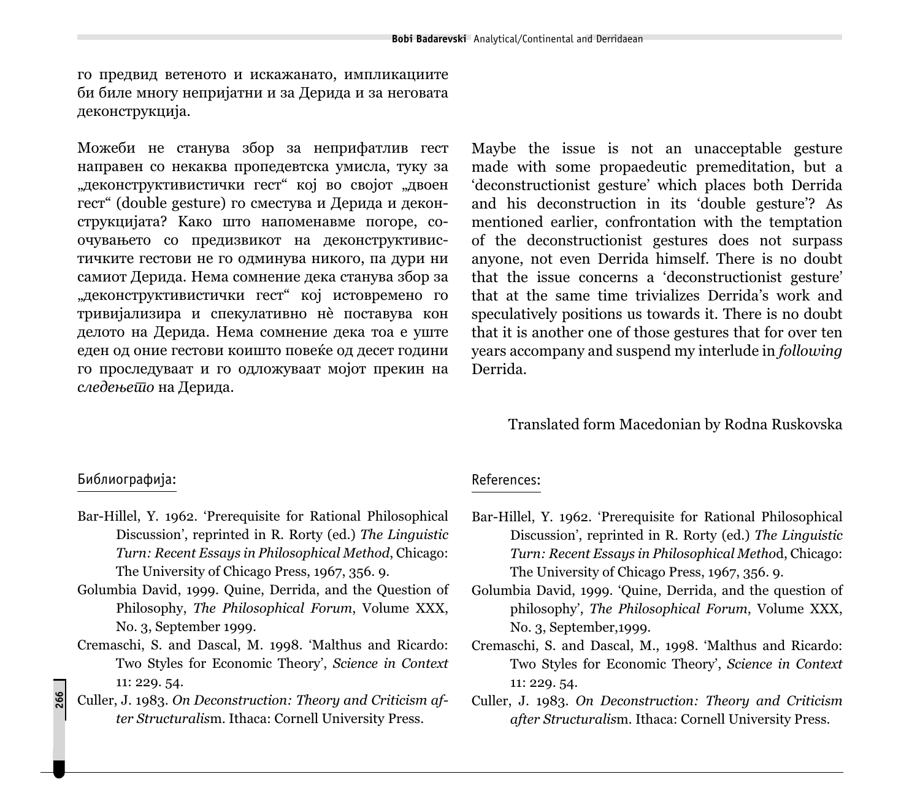го предвид ветеното и искажанато, импликациите би биле многу непријатни и за Дерида и за неговата деконструкција.

Можеби не станува збор за неприфатлив гест направен со некаква пропедевтска умисла, туку за „деконструктивистички гест“ кој во својот „двоен гест“ (double gesture) го сместува и Дерида и деконструкцијата? Како што напоменавме погоре, соочувањето со предизвикот на деконструктивистичките гестови не го одминува никого, па дури ни самиот Дерида. Нема сомнение дека станува збор за „деконструктивистички гест“ кој истовремено го тривијализира и спекулативно нè поставува кон делото на Дерида. Нема сомнение дека тоа е уште еден од оние гестови коишто повеќе од десет години го проследуваат и го одложуваат мојот прекин на *следењето* на Дерида.

Maybe the issue is not an unacceptable gesture made with some propaedeutic premeditation, but a ‘deconstructionist gesture’ which places both Derrida and his deconstruction in its ‘double gesture’? As mentioned earlier, confrontation with the temptation of the deconstructionist gestures does not surpass anyone, not even Derrida himself. There is no doubt that the issue concerns a ‘deconstructionist gesture’ that at the same time trivializes Derrida’s work and speculatively positions us towards it. There is no doubt that it is another one of those gestures that for over ten years accompany and suspend my interlude in *following* Derrida.

Translated form Macedonian by Rodna Ruskovska

## Библиографија:

- Bar-Hillel, Y. 1962. ‘Prerequisite for Rational Philosophical Discussion’, reprinted in R. Rorty (ed.) *The Linguistic Turn: Recent Essays in Philosophical Method*, Chicago: The University of Chicago Press, 1967, 356. 9.
- Golumbia David, 1999. Quine, Derrida, and the Question of Philosophy, *The Philosophical Forum*, Volume XXX, No. 3, September 1999.
- Cremaschi, S. and Dascal, M. 1998. ‘Malthus and Ricardo: Two Styles for Economic Theory’, *Science in Context* 11: 229. 54.
- Culler, J. 1983. *On Deconstruction: Theory and Criticism after Structuralism*. Ithaca: Cornell University Press.

## References:

- Bar-Hillel, Y. 1962. ‘Prerequisite for Rational Philosophical Discussion’, reprinted in R. Rorty (ed.) *The Linguistic Turn: Recent Essays in Philosophical Method*, Chicago: The University of Chicago Press, 1967, 356. 9.
- Golumbia David, 1999. ‘Quine, Derrida, and the question of philosophy’, *The Philosophical Forum*, Volume XXX, No. 3, September,1999.
- Cremaschi, S. and Dascal, M., 1998. ‘Malthus and Ricardo: Two Styles for Economic Theory’, *Science in Context* 11: 229. 54.
- Culler, J. 1983. *On Deconstruction: Theory and Criticism after Structuralism*. Ithaca: Cornell University Press.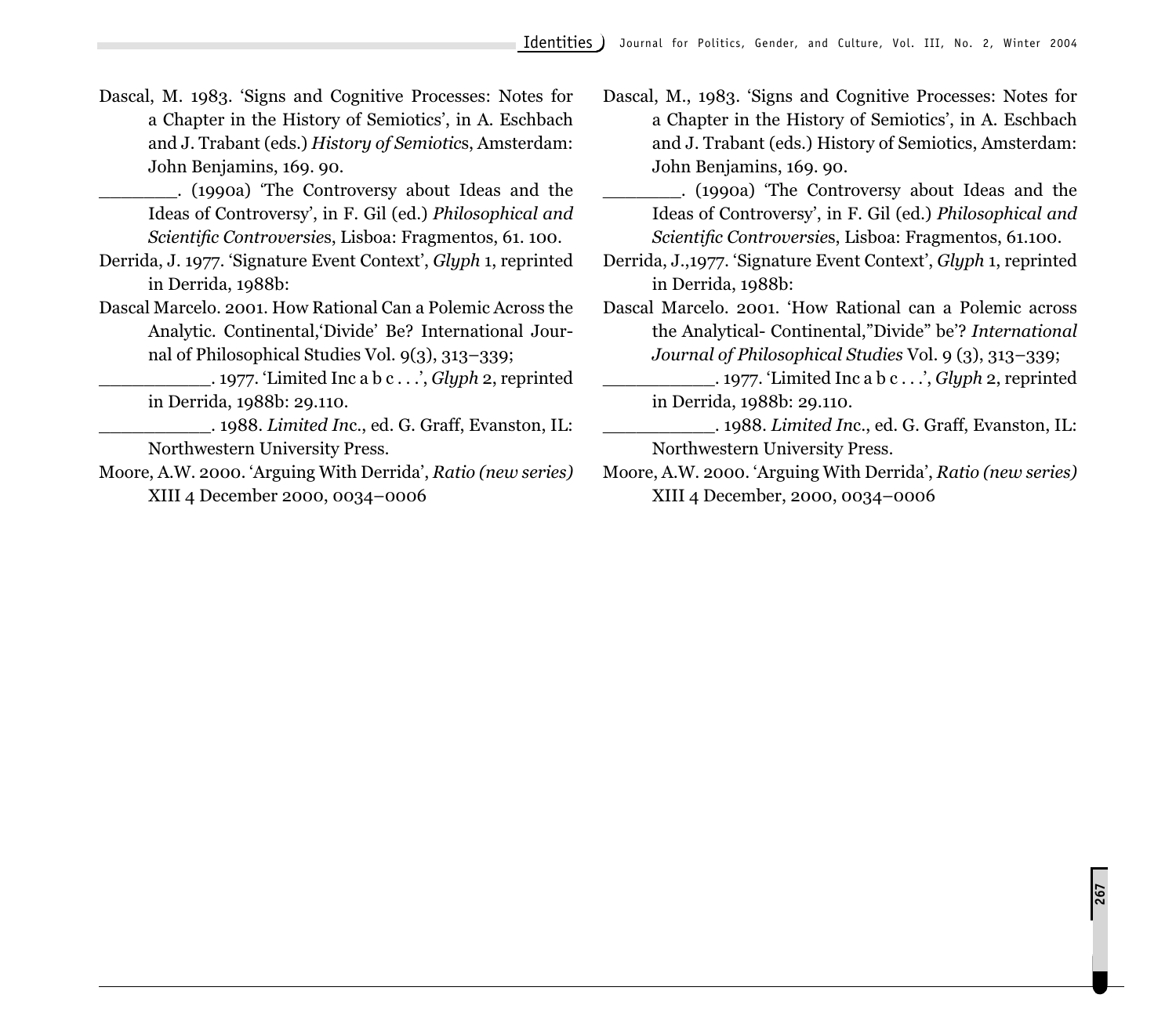Dascal, M. 1983. 'Signs and Cognitive Processes: Notes for a Chapter in the History of Semiotics', in A. Eschbach and J. Trabant (eds.) *History of Semiotics*, Amsterdam: John Benjamins, 169. 90.

\_\_\_\_\_\_\_\_. (1990a) 'The Controversy about Ideas and the Ideas of Controversy', in F. Gil (ed.) *Philosophical and Scientific Controversies*, Lisboa: Fragmentos, 61. 100.

Derrida, J. 1977. 'Signature Event Context', *Glyph* 1, reprinted in Derrida, 1988b:

Dascal Marcelo. 2001. How Rational Can a Polemic Across the Analytic. Continental,'Divide' Be? International Journal of Philosophical Studies Vol. 9(3), 313–339;

\_\_\_\_\_\_\_\_\_\_\_. 1977. 'Limited Inc a b c . . .', *Glyph* 2, reprinted in Derrida, 1988b: 29.110.

\_\_\_\_\_\_\_\_\_\_\_. 1988. *Limited Inc.*, ed. G. Graff, Evanston, IL: Northwestern University Press.

Moore, A.W. 2000. 'Arguing With Derrida', *Ratio (new series)* XIII 4 December 2000, 0034–0006

Dascal, M., 1983. 'Signs and Cognitive Processes: Notes for a Chapter in the History of Semiotics', in A. Eschbach and J. Trabant (eds.) History of Semiotics, Amsterdam: John Benjamins, 169. 90.

\_\_\_\_\_\_\_\_. (1990a) 'The Controversy about Ideas and the Ideas of Controversy', in F. Gil (ed.) *Philosophical and Scientific Controversies*, Lisboa: Fragmentos, 61.100.

Derrida, J.,1977. 'Signature Event Context', *Glyph* 1, reprinted in Derrida, 1988b:

Dascal Marcelo. 2001. 'How Rational can a Polemic across the Analytical- Continental,"Divide" be'? *International Journal of Philosophical Studies* Vol. 9 (3), 313–339;

\_\_\_\_\_\_\_\_\_\_\_. 1977. 'Limited Inc a b c . . .', *Glyph* 2, reprinted in Derrida, 1988b: 29.110.

\_\_\_\_\_\_\_\_\_\_\_. 1988. *Limited Inc.*, ed. G. Graff, Evanston, IL: Northwestern University Press.

Moore, A.W. 2000. 'Arguing With Derrida', *Ratio (new series)* XIII 4 December, 2000, 0034–0006